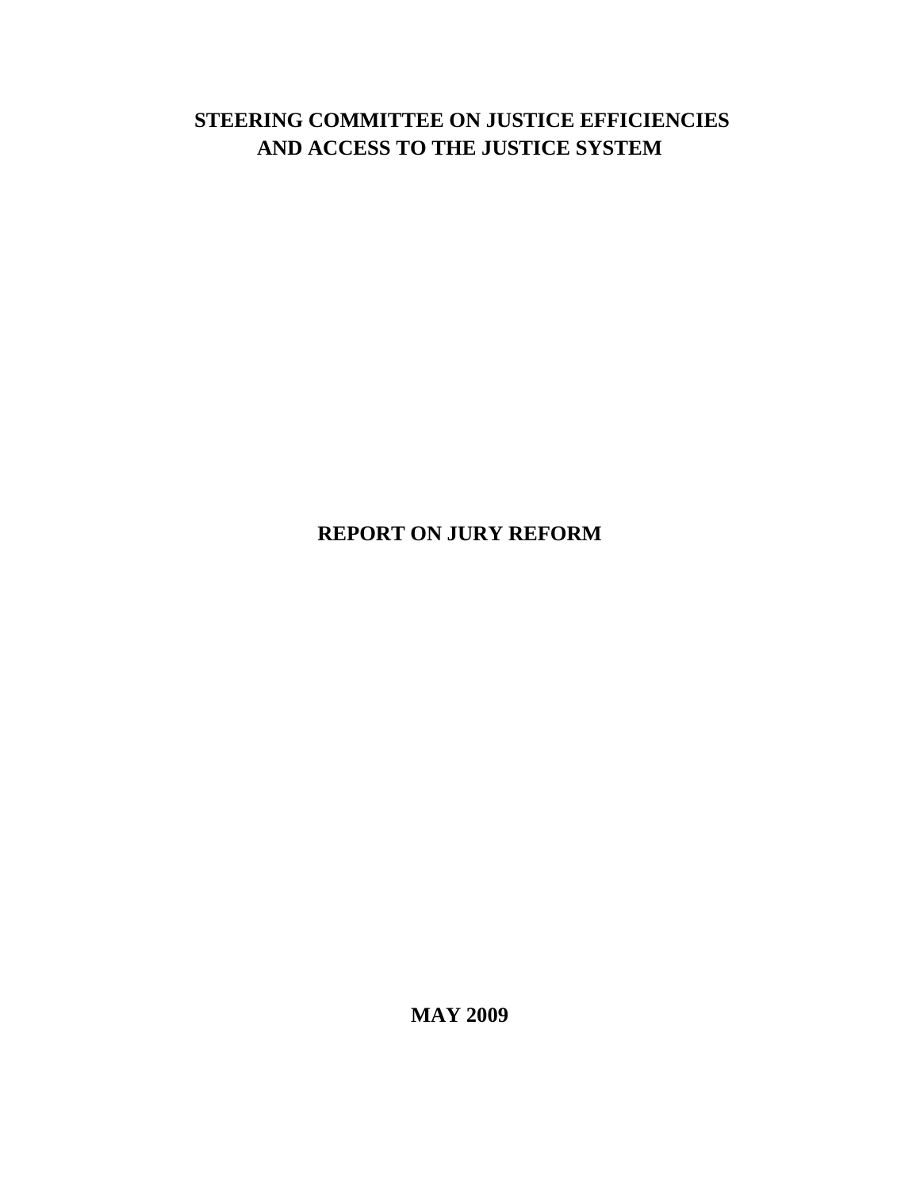# STEERING COMMITTEE ON JUSTICE EFFICIENCIES AND ACCESS TO THE JUSTICE SYSTEM

## REPORT ON JURY REFORM

**MAY 2009**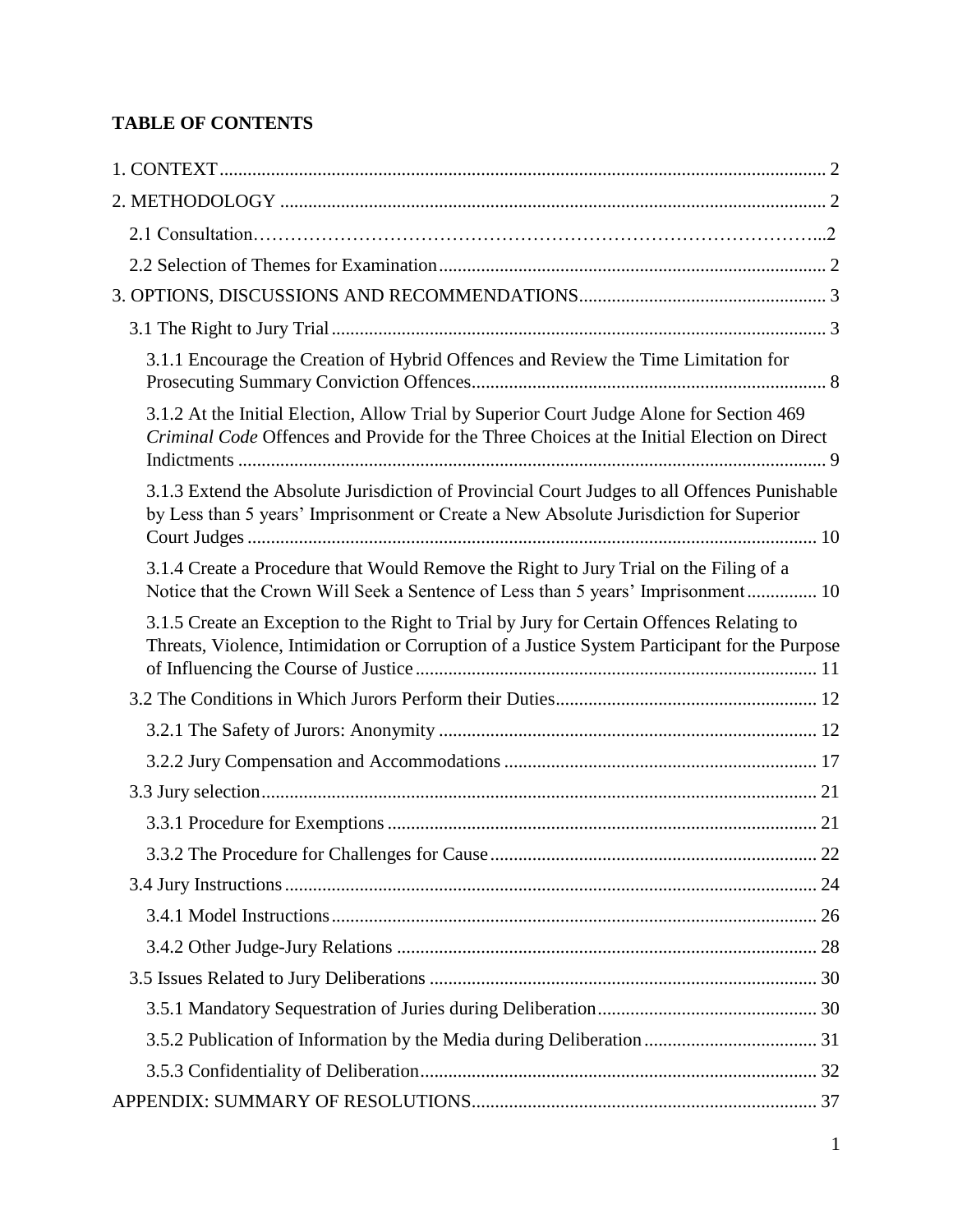**TABLE OF CONTENTS**

1. CONTEXT ..... 2

2. METHODOLOGY ..... 2

 2.1 Consultation ..... 2

 2.2 Selection of Themes for Examination ..... 2

3. OPTIONS, DISCUSSIONS AND RECOMMENDATIONS ..... 3

 3.1 The Right to Jury Trial ..... 3

  3.1.1 Encourage the Creation of Hybrid Offences and Review the Time Limitation for Prosecuting Summary Conviction Offences ..... 8

  3.1.2 At the Initial Election, Allow Trial by Superior Court Judge Alone for Section 469 *Criminal Code* Offences and Provide for the Three Choices at the Initial Election on Direct Indictments ..... 9

  3.1.3 Extend the Absolute Jurisdiction of Provincial Court Judges to all Offences Punishable by Less than 5 years' Imprisonment or Create a New Absolute Jurisdiction for Superior Court Judges ..... 10

  3.1.4 Create a Procedure that Would Remove the Right to Jury Trial on the Filing of a Notice that the Crown Will Seek a Sentence of Less than 5 years' Imprisonment ..... 10

  3.1.5 Create an Exception to the Right to Trial by Jury for Certain Offences Relating to Threats, Violence, Intimidation or Corruption of a Justice System Participant for the Purpose of Influencing the Course of Justice ..... 11

 3.2 The Conditions in Which Jurors Perform their Duties ..... 12

  3.2.1 The Safety of Jurors: Anonymity ..... 12

  3.2.2 Jury Compensation and Accommodations ..... 17

 3.3 Jury selection ..... 21

  3.3.1 Procedure for Exemptions ..... 21

  3.3.2 The Procedure for Challenges for Cause ..... 22

 3.4 Jury Instructions ..... 24

  3.4.1 Model Instructions ..... 26

  3.4.2 Other Judge-Jury Relations ..... 28

 3.5 Issues Related to Jury Deliberations ..... 30

  3.5.1 Mandatory Sequestration of Juries during Deliberation ..... 30

  3.5.2 Publication of Information by the Media during Deliberation ..... 31

  3.5.3 Confidentiality of Deliberation ..... 32

APPENDIX: SUMMARY OF RESOLUTIONS ..... 37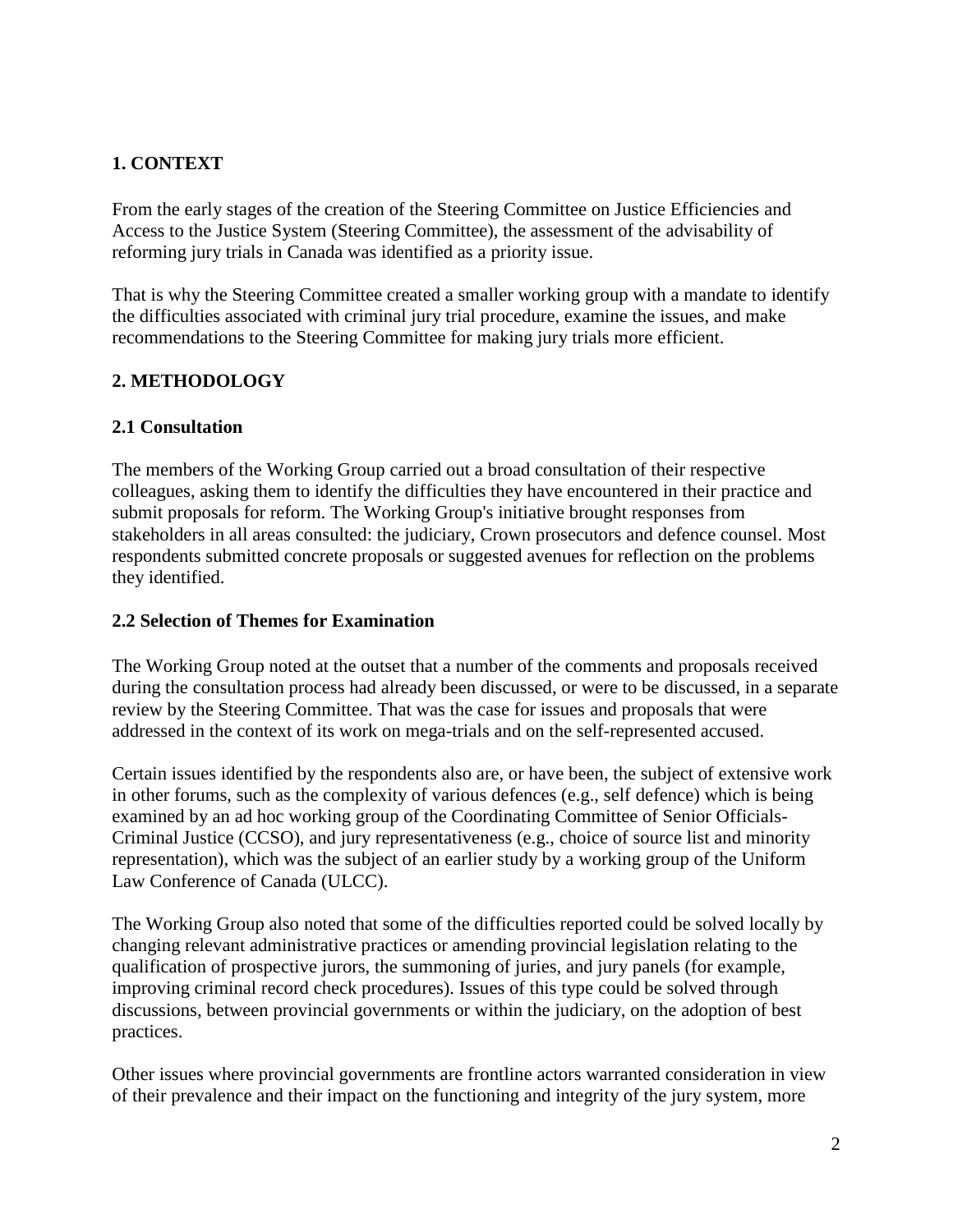## 1. CONTEXT

From the early stages of the creation of the Steering Committee on Justice Efficiencies and Access to the Justice System (Steering Committee), the assessment of the advisability of reforming jury trials in Canada was identified as a priority issue.

That is why the Steering Committee created a smaller working group with a mandate to identify the difficulties associated with criminal jury trial procedure, examine the issues, and make recommendations to the Steering Committee for making jury trials more efficient.

## 2. METHODOLOGY

### 2.1 Consultation

The members of the Working Group carried out a broad consultation of their respective colleagues, asking them to identify the difficulties they have encountered in their practice and submit proposals for reform. The Working Group's initiative brought responses from stakeholders in all areas consulted: the judiciary, Crown prosecutors and defence counsel. Most respondents submitted concrete proposals or suggested avenues for reflection on the problems they identified.

### 2.2 Selection of Themes for Examination

The Working Group noted at the outset that a number of the comments and proposals received during the consultation process had already been discussed, or were to be discussed, in a separate review by the Steering Committee. That was the case for issues and proposals that were addressed in the context of its work on mega-trials and on the self-represented accused.

Certain issues identified by the respondents also are, or have been, the subject of extensive work in other forums, such as the complexity of various defences (e.g., self defence) which is being examined by an ad hoc working group of the Coordinating Committee of Senior Officials-Criminal Justice (CCSO), and jury representativeness (e.g., choice of source list and minority representation), which was the subject of an earlier study by a working group of the Uniform Law Conference of Canada (ULCC).

The Working Group also noted that some of the difficulties reported could be solved locally by changing relevant administrative practices or amending provincial legislation relating to the qualification of prospective jurors, the summoning of juries, and jury panels (for example, improving criminal record check procedures). Issues of this type could be solved through discussions, between provincial governments or within the judiciary, on the adoption of best practices.

Other issues where provincial governments are frontline actors warranted consideration in view of their prevalence and their impact on the functioning and integrity of the jury system, more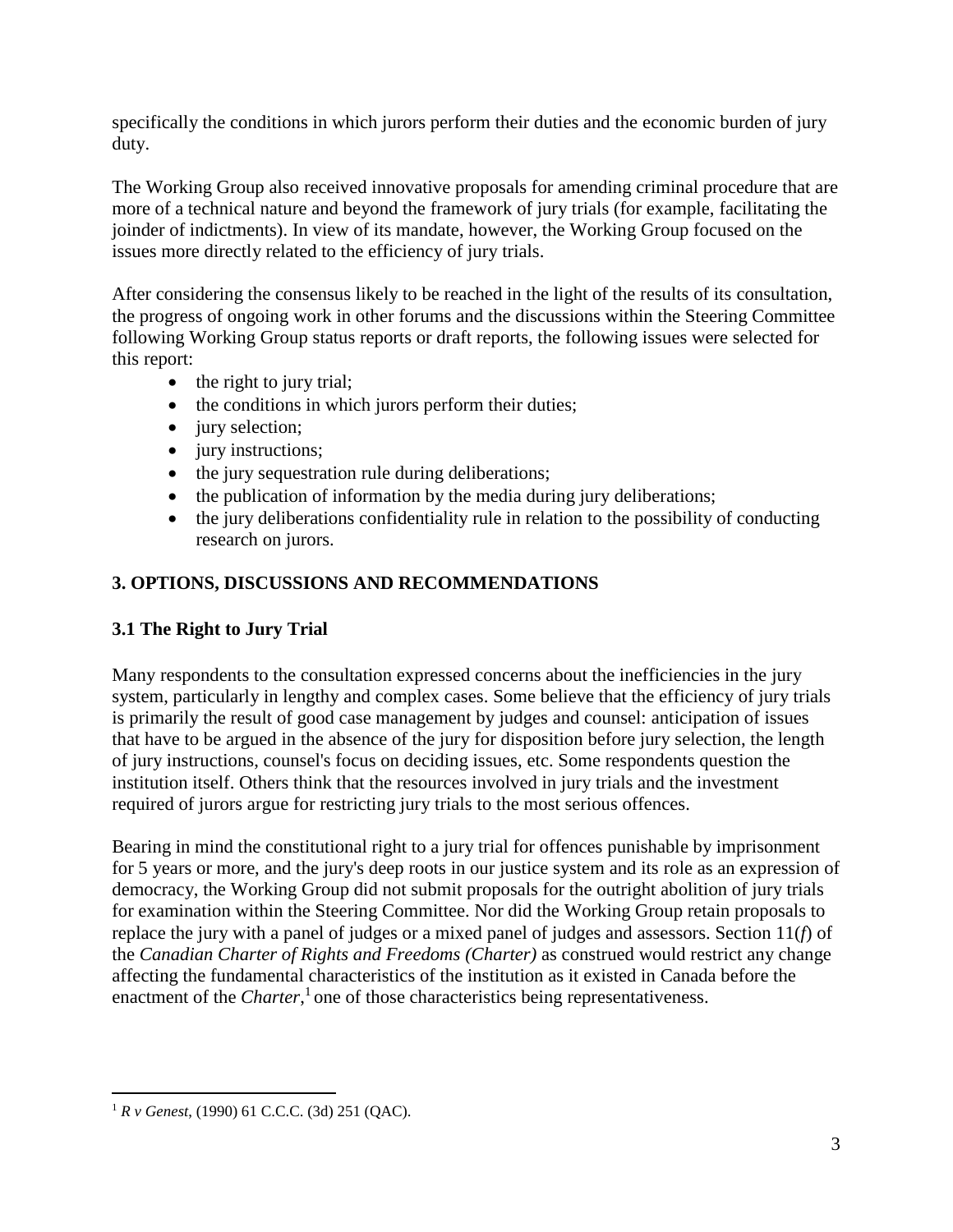specifically the conditions in which jurors perform their duties and the economic burden of jury duty.

The Working Group also received innovative proposals for amending criminal procedure that are more of a technical nature and beyond the framework of jury trials (for example, facilitating the joinder of indictments). In view of its mandate, however, the Working Group focused on the issues more directly related to the efficiency of jury trials.

After considering the consensus likely to be reached in the light of the results of its consultation, the progress of ongoing work in other forums and the discussions within the Steering Committee following Working Group status reports or draft reports, the following issues were selected for this report:

- the right to jury trial;
- the conditions in which jurors perform their duties;
- jury selection;
- jury instructions;
- the jury sequestration rule during deliberations;
- the publication of information by the media during jury deliberations;
- the jury deliberations confidentiality rule in relation to the possibility of conducting research on jurors.

## 3. OPTIONS, DISCUSSIONS AND RECOMMENDATIONS

### 3.1 The Right to Jury Trial

Many respondents to the consultation expressed concerns about the inefficiencies in the jury system, particularly in lengthy and complex cases. Some believe that the efficiency of jury trials is primarily the result of good case management by judges and counsel: anticipation of issues that have to be argued in the absence of the jury for disposition before jury selection, the length of jury instructions, counsel's focus on deciding issues, etc. Some respondents question the institution itself. Others think that the resources involved in jury trials and the investment required of jurors argue for restricting jury trials to the most serious offences.

Bearing in mind the constitutional right to a jury trial for offences punishable by imprisonment for 5 years or more, and the jury's deep roots in our justice system and its role as an expression of democracy, the Working Group did not submit proposals for the outright abolition of jury trials for examination within the Steering Committee. Nor did the Working Group retain proposals to replace the jury with a panel of judges or a mixed panel of judges and assessors. Section 11(*f*) of the *Canadian Charter of Rights and Freedoms (Charter)* as construed would restrict any change affecting the fundamental characteristics of the institution as it existed in Canada before the enactment of the *Charter*,[1] one of those characteristics being representativeness.

---

[1] *R v Genest*, (1990) 61 C.C.C. (3d) 251 (QAC).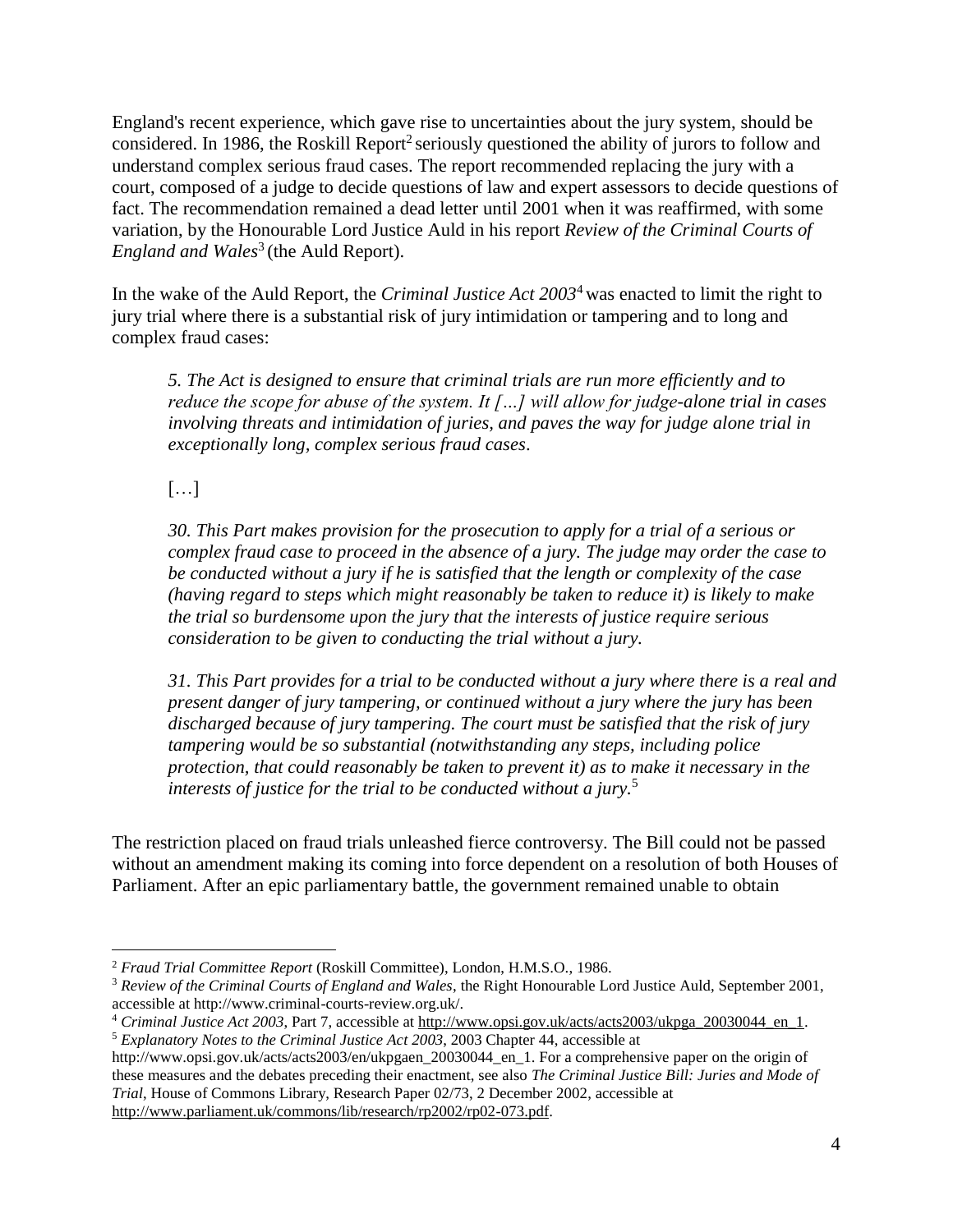England's recent experience, which gave rise to uncertainties about the jury system, should be considered. In 1986, the Roskill Report[2] seriously questioned the ability of jurors to follow and understand complex serious fraud cases. The report recommended replacing the jury with a court, composed of a judge to decide questions of law and expert assessors to decide questions of fact. The recommendation remained a dead letter until 2001 when it was reaffirmed, with some variation, by the Honourable Lord Justice Auld in his report *Review of the Criminal Courts of England and Wales*[3] (the Auld Report).

In the wake of the Auld Report, the *Criminal Justice Act 2003*[4] was enacted to limit the right to jury trial where there is a substantial risk of jury intimidation or tampering and to long and complex fraud cases:

> *5. The Act is designed to ensure that criminal trials are run more efficiently and to reduce the scope for abuse of the system. It […] will allow for judge-alone trial in cases involving threats and intimidation of juries, and paves the way for judge alone trial in exceptionally long, complex serious fraud cases.*
>
> […]
>
> *30. This Part makes provision for the prosecution to apply for a trial of a serious or complex fraud case to proceed in the absence of a jury. The judge may order the case to be conducted without a jury if he is satisfied that the length or complexity of the case (having regard to steps which might reasonably be taken to reduce it) is likely to make the trial so burdensome upon the jury that the interests of justice require serious consideration to be given to conducting the trial without a jury.*
>
> *31. This Part provides for a trial to be conducted without a jury where there is a real and present danger of jury tampering, or continued without a jury where the jury has been discharged because of jury tampering. The court must be satisfied that the risk of jury tampering would be so substantial (notwithstanding any steps, including police protection, that could reasonably be taken to prevent it) as to make it necessary in the interests of justice for the trial to be conducted without a jury.*[5]

The restriction placed on fraud trials unleashed fierce controversy. The Bill could not be passed without an amendment making its coming into force dependent on a resolution of both Houses of Parliament. After an epic parliamentary battle, the government remained unable to obtain

---

[2] *Fraud Trial Committee Report* (Roskill Committee), London, H.M.S.O., 1986.

[3] *Review of the Criminal Courts of England and Wales*, the Right Honourable Lord Justice Auld, September 2001, accessible at http://www.criminal-courts-review.org.uk/.

[4] *Criminal Justice Act 2003*, Part 7, accessible at http://www.opsi.gov.uk/acts/acts2003/ukpga_20030044_en_1.

[5] *Explanatory Notes to the Criminal Justice Act 2003*, 2003 Chapter 44, accessible at http://www.opsi.gov.uk/acts/acts2003/en/ukpgaen_20030044_en_1. For a comprehensive paper on the origin of these measures and the debates preceding their enactment, see also *The Criminal Justice Bill: Juries and Mode of Trial*, House of Commons Library, Research Paper 02/73, 2 December 2002, accessible at http://www.parliament.uk/commons/lib/research/rp2002/rp02-073.pdf.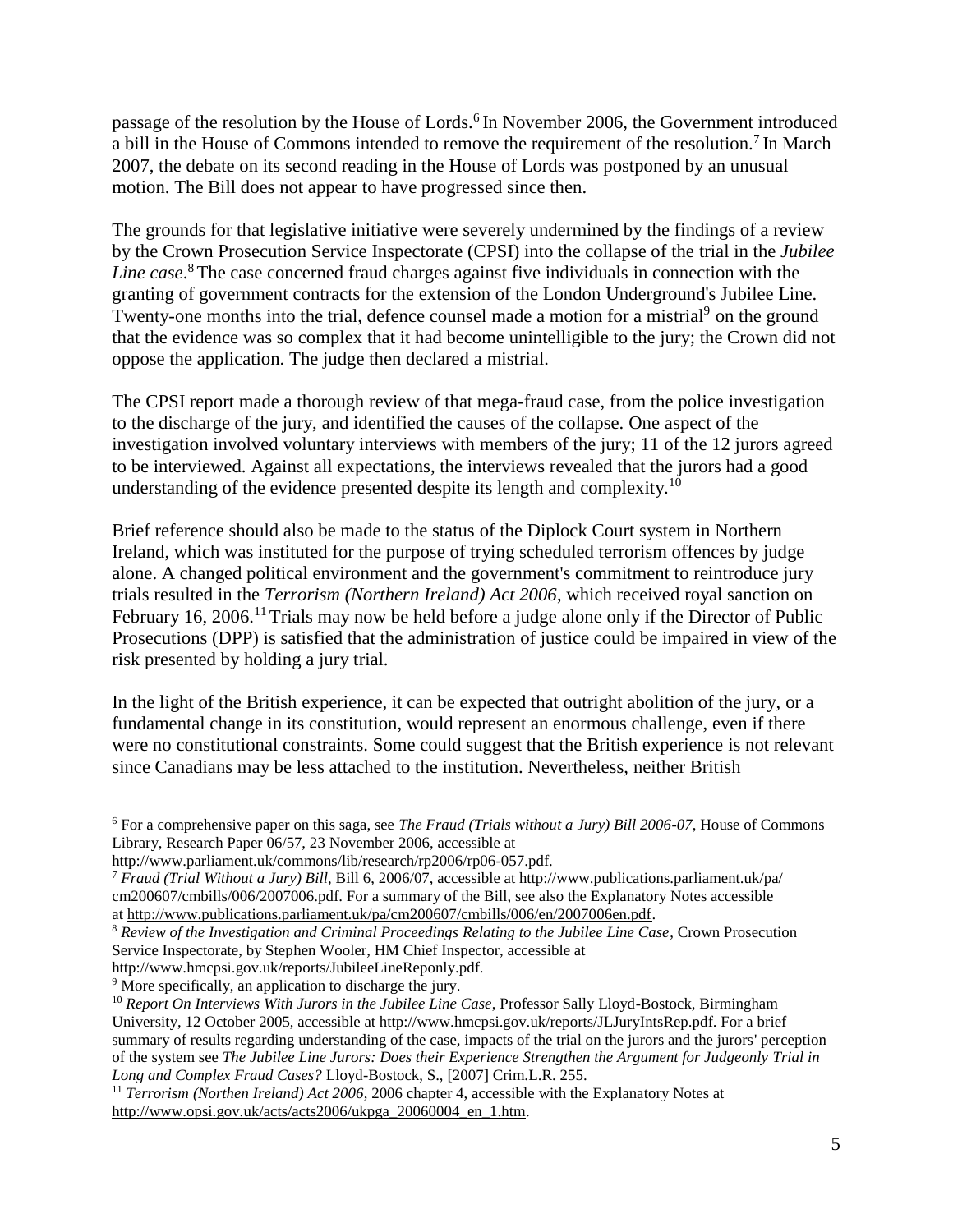passage of the resolution by the House of Lords.[6] In November 2006, the Government introduced a bill in the House of Commons intended to remove the requirement of the resolution.[7] In March 2007, the debate on its second reading in the House of Lords was postponed by an unusual motion. The Bill does not appear to have progressed since then.

The grounds for that legislative initiative were severely undermined by the findings of a review by the Crown Prosecution Service Inspectorate (CPSI) into the collapse of the trial in the *Jubilee Line case*.[8] The case concerned fraud charges against five individuals in connection with the granting of government contracts for the extension of the London Underground's Jubilee Line. Twenty-one months into the trial, defence counsel made a motion for a mistrial[9] on the ground that the evidence was so complex that it had become unintelligible to the jury; the Crown did not oppose the application. The judge then declared a mistrial.

The CPSI report made a thorough review of that mega-fraud case, from the police investigation to the discharge of the jury, and identified the causes of the collapse. One aspect of the investigation involved voluntary interviews with members of the jury; 11 of the 12 jurors agreed to be interviewed. Against all expectations, the interviews revealed that the jurors had a good understanding of the evidence presented despite its length and complexity.[10]

Brief reference should also be made to the status of the Diplock Court system in Northern Ireland, which was instituted for the purpose of trying scheduled terrorism offences by judge alone. A changed political environment and the government's commitment to reintroduce jury trials resulted in the *Terrorism (Northern Ireland) Act 2006*, which received royal sanction on February 16, 2006.[11] Trials may now be held before a judge alone only if the Director of Public Prosecutions (DPP) is satisfied that the administration of justice could be impaired in view of the risk presented by holding a jury trial.

In the light of the British experience, it can be expected that outright abolition of the jury, or a fundamental change in its constitution, would represent an enormous challenge, even if there were no constitutional constraints. Some could suggest that the British experience is not relevant since Canadians may be less attached to the institution. Nevertheless, neither British

---

[6] For a comprehensive paper on this saga, see *The Fraud (Trials without a Jury) Bill 2006-07*, House of Commons Library, Research Paper 06/57, 23 November 2006, accessible at http://www.parliament.uk/commons/lib/research/rp2006/rp06-057.pdf.

[7] *Fraud (Trial Without a Jury) Bill*, Bill 6, 2006/07, accessible at http://www.publications.parliament.uk/pa/cm200607/cmbills/006/2007006.pdf. For a summary of the Bill, see also the Explanatory Notes accessible at http://www.publications.parliament.uk/pa/cm200607/cmbills/006/en/2007006en.pdf.

[8] *Review of the Investigation and Criminal Proceedings Relating to the Jubilee Line Case*, Crown Prosecution Service Inspectorate, by Stephen Wooler, HM Chief Inspector, accessible at http://www.hmcpsi.gov.uk/reports/JubileeLineReponly.pdf.

[9] More specifically, an application to discharge the jury.

[10] *Report On Interviews With Jurors in the Jubilee Line Case*, Professor Sally Lloyd-Bostock, Birmingham University, 12 October 2005, accessible at http://www.hmcpsi.gov.uk/reports/JLJuryIntsRep.pdf. For a brief summary of results regarding understanding of the case, impacts of the trial on the jurors and the jurors' perception of the system see *The Jubilee Line Jurors: Does their Experience Strengthen the Argument for Judgeonly Trial in Long and Complex Fraud Cases?* Lloyd-Bostock, S., [2007] Crim.L.R. 255.

[11] *Terrorism (Northen Ireland) Act 2006*, 2006 chapter 4, accessible with the Explanatory Notes at http://www.opsi.gov.uk/acts/acts2006/ukpga_20060004_en_1.htm.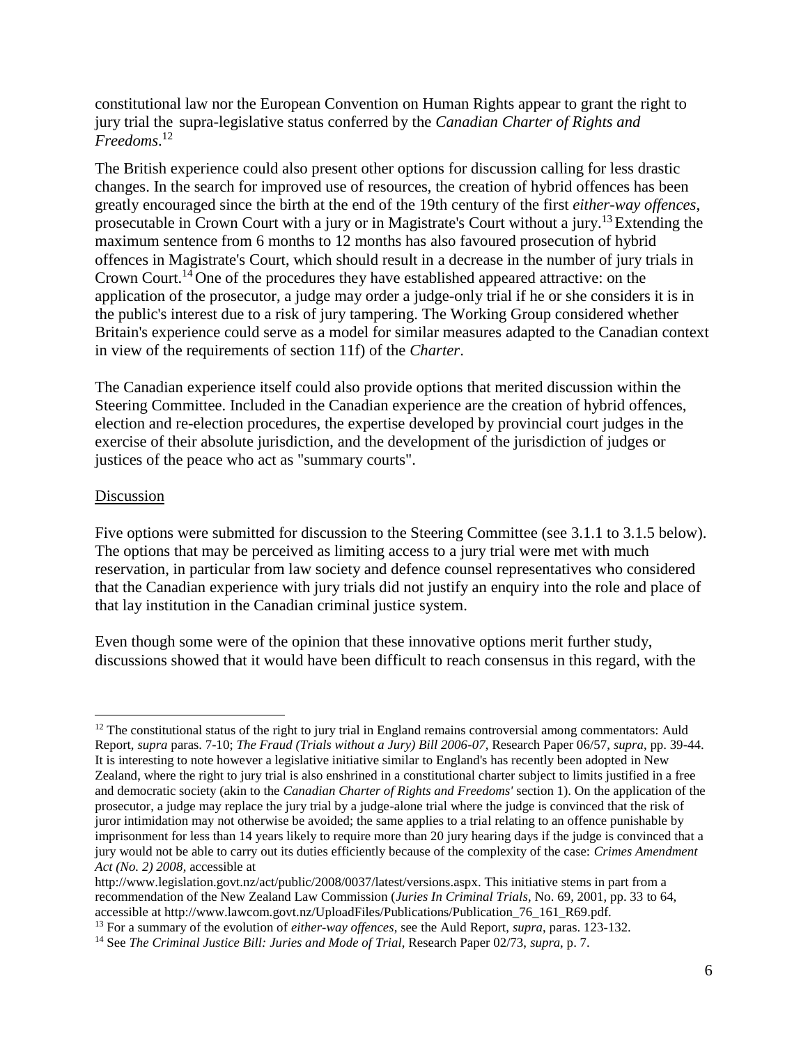constitutional law nor the European Convention on Human Rights appear to grant the right to jury trial the supra-legislative status conferred by the *Canadian Charter of Rights and Freedoms*.[12]

The British experience could also present other options for discussion calling for less drastic changes. In the search for improved use of resources, the creation of hybrid offences has been greatly encouraged since the birth at the end of the 19th century of the first *either-way offences*, prosecutable in Crown Court with a jury or in Magistrate's Court without a jury.[13] Extending the maximum sentence from 6 months to 12 months has also favoured prosecution of hybrid offences in Magistrate's Court, which should result in a decrease in the number of jury trials in Crown Court.[14] One of the procedures they have established appeared attractive: on the application of the prosecutor, a judge may order a judge-only trial if he or she considers it is in the public's interest due to a risk of jury tampering. The Working Group considered whether Britain's experience could serve as a model for similar measures adapted to the Canadian context in view of the requirements of section 11f) of the *Charter*.

The Canadian experience itself could also provide options that merited discussion within the Steering Committee. Included in the Canadian experience are the creation of hybrid offences, election and re-election procedures, the expertise developed by provincial court judges in the exercise of their absolute jurisdiction, and the development of the jurisdiction of judges or justices of the peace who act as "summary courts".

Discussion

Five options were submitted for discussion to the Steering Committee (see 3.1.1 to 3.1.5 below). The options that may be perceived as limiting access to a jury trial were met with much reservation, in particular from law society and defence counsel representatives who considered that the Canadian experience with jury trials did not justify an enquiry into the role and place of that lay institution in the Canadian criminal justice system.

Even though some were of the opinion that these innovative options merit further study, discussions showed that it would have been difficult to reach consensus in this regard, with the

---

[12] The constitutional status of the right to jury trial in England remains controversial among commentators: Auld Report, *supra* paras. 7-10; *The Fraud (Trials without a Jury) Bill 2006-07*, Research Paper 06/57, *supra*, pp. 39-44. It is interesting to note however a legislative initiative similar to England's has recently been adopted in New Zealand, where the right to jury trial is also enshrined in a constitutional charter subject to limits justified in a free and democratic society (akin to the *Canadian Charter of Rights and Freedoms'* section 1). On the application of the prosecutor, a judge may replace the jury trial by a judge-alone trial where the judge is convinced that the risk of juror intimidation may not otherwise be avoided; the same applies to a trial relating to an offence punishable by imprisonment for less than 14 years likely to require more than 20 jury hearing days if the judge is convinced that a jury would not be able to carry out its duties efficiently because of the complexity of the case: *Crimes Amendment Act (No. 2) 2008*, accessible at http://www.legislation.govt.nz/act/public/2008/0037/latest/versions.aspx. This initiative stems in part from a recommendation of the New Zealand Law Commission (*Juries In Criminal Trials*, No. 69, 2001, pp. 33 to 64, accessible at http://www.lawcom.govt.nz/UploadFiles/Publications/Publication_76_161_R69.pdf.

[13] For a summary of the evolution of *either-way offences*, see the Auld Report, *supra*, paras. 123-132.

[14] See *The Criminal Justice Bill: Juries and Mode of Trial*, Research Paper 02/73, *supra*, p. 7.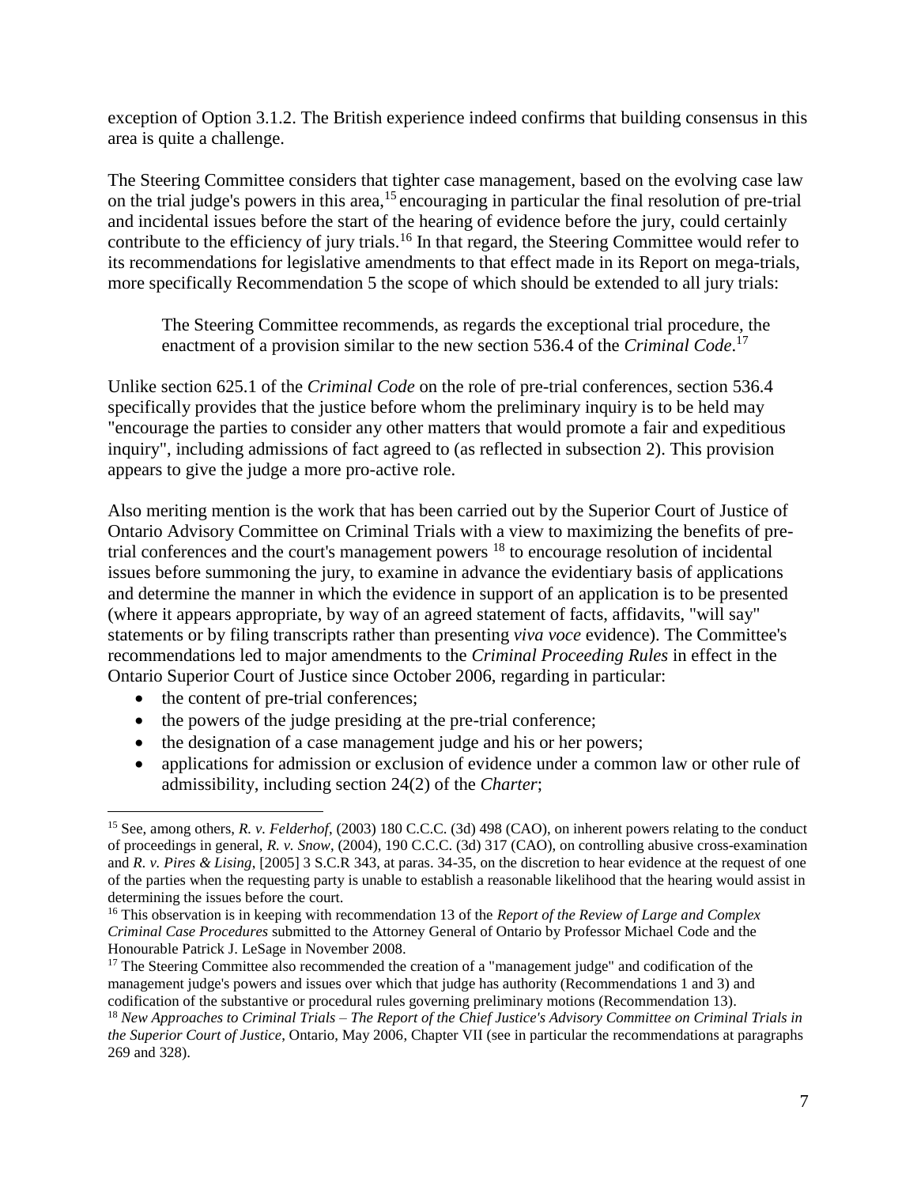exception of Option 3.1.2. The British experience indeed confirms that building consensus in this area is quite a challenge.

The Steering Committee considers that tighter case management, based on the evolving case law on the trial judge's powers in this area,[15] encouraging in particular the final resolution of pre-trial and incidental issues before the start of the hearing of evidence before the jury, could certainly contribute to the efficiency of jury trials.[16] In that regard, the Steering Committee would refer to its recommendations for legislative amendments to that effect made in its Report on mega-trials, more specifically Recommendation 5 the scope of which should be extended to all jury trials:

> The Steering Committee recommends, as regards the exceptional trial procedure, the enactment of a provision similar to the new section 536.4 of the *Criminal Code*.[17]

Unlike section 625.1 of the *Criminal Code* on the role of pre-trial conferences, section 536.4 specifically provides that the justice before whom the preliminary inquiry is to be held may "encourage the parties to consider any other matters that would promote a fair and expeditious inquiry", including admissions of fact agreed to (as reflected in subsection 2). This provision appears to give the judge a more pro-active role.

Also meriting mention is the work that has been carried out by the Superior Court of Justice of Ontario Advisory Committee on Criminal Trials with a view to maximizing the benefits of pre-trial conferences and the court's management powers [18] to encourage resolution of incidental issues before summoning the jury, to examine in advance the evidentiary basis of applications and determine the manner in which the evidence in support of an application is to be presented (where it appears appropriate, by way of an agreed statement of facts, affidavits, "will say" statements or by filing transcripts rather than presenting *viva voce* evidence). The Committee's recommendations led to major amendments to the *Criminal Proceeding Rules* in effect in the Ontario Superior Court of Justice since October 2006, regarding in particular:

- the content of pre-trial conferences;
- the powers of the judge presiding at the pre-trial conference;
- the designation of a case management judge and his or her powers;
- applications for admission or exclusion of evidence under a common law or other rule of admissibility, including section 24(2) of the *Charter*;

---

[15] See, among others, *R. v. Felderhof*, (2003) 180 C.C.C. (3d) 498 (CAO), on inherent powers relating to the conduct of proceedings in general, *R. v. Snow*, (2004), 190 C.C.C. (3d) 317 (CAO), on controlling abusive cross-examination and *R. v. Pires & Lising*, [2005] 3 S.C.R 343, at paras. 34-35, on the discretion to hear evidence at the request of one of the parties when the requesting party is unable to establish a reasonable likelihood that the hearing would assist in determining the issues before the court.

[16] This observation is in keeping with recommendation 13 of the *Report of the Review of Large and Complex Criminal Case Procedures* submitted to the Attorney General of Ontario by Professor Michael Code and the Honourable Patrick J. LeSage in November 2008.

[17] The Steering Committee also recommended the creation of a "management judge" and codification of the management judge's powers and issues over which that judge has authority (Recommendations 1 and 3) and codification of the substantive or procedural rules governing preliminary motions (Recommendation 13).

[18] *New Approaches to Criminal Trials – The Report of the Chief Justice's Advisory Committee on Criminal Trials in the Superior Court of Justice*, Ontario, May 2006, Chapter VII (see in particular the recommendations at paragraphs 269 and 328).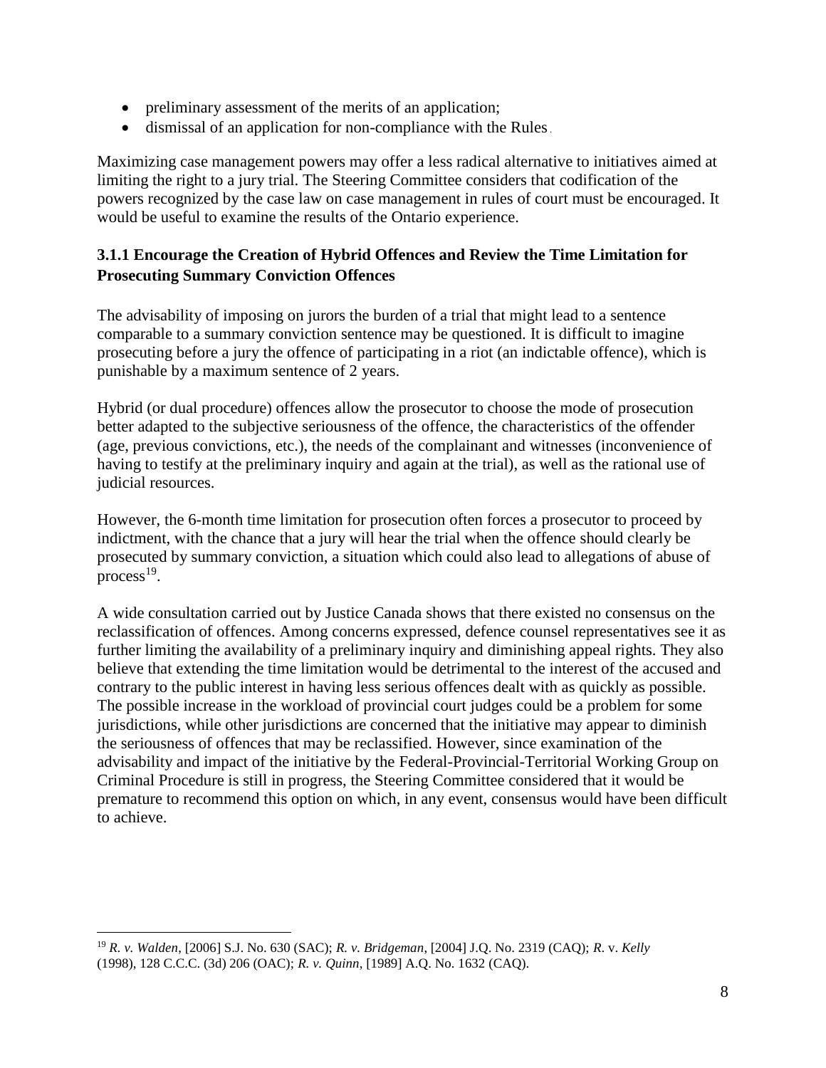- preliminary assessment of the merits of an application;
- dismissal of an application for non-compliance with the Rules.

Maximizing case management powers may offer a less radical alternative to initiatives aimed at limiting the right to a jury trial. The Steering Committee considers that codification of the powers recognized by the case law on case management in rules of court must be encouraged. It would be useful to examine the results of the Ontario experience.

### 3.1.1 Encourage the Creation of Hybrid Offences and Review the Time Limitation for Prosecuting Summary Conviction Offences

The advisability of imposing on jurors the burden of a trial that might lead to a sentence comparable to a summary conviction sentence may be questioned. It is difficult to imagine prosecuting before a jury the offence of participating in a riot (an indictable offence), which is punishable by a maximum sentence of 2 years.

Hybrid (or dual procedure) offences allow the prosecutor to choose the mode of prosecution better adapted to the subjective seriousness of the offence, the characteristics of the offender (age, previous convictions, etc.), the needs of the complainant and witnesses (inconvenience of having to testify at the preliminary inquiry and again at the trial), as well as the rational use of judicial resources.

However, the 6-month time limitation for prosecution often forces a prosecutor to proceed by indictment, with the chance that a jury will hear the trial when the offence should clearly be prosecuted by summary conviction, a situation which could also lead to allegations of abuse of process[19].

A wide consultation carried out by Justice Canada shows that there existed no consensus on the reclassification of offences. Among concerns expressed, defence counsel representatives see it as further limiting the availability of a preliminary inquiry and diminishing appeal rights. They also believe that extending the time limitation would be detrimental to the interest of the accused and contrary to the public interest in having less serious offences dealt with as quickly as possible. The possible increase in the workload of provincial court judges could be a problem for some jurisdictions, while other jurisdictions are concerned that the initiative may appear to diminish the seriousness of offences that may be reclassified. However, since examination of the advisability and impact of the initiative by the Federal-Provincial-Territorial Working Group on Criminal Procedure is still in progress, the Steering Committee considered that it would be premature to recommend this option on which, in any event, consensus would have been difficult to achieve.

[19] *R. v. Walden*, [2006] S.J. No. 630 (SAC); *R. v. Bridgeman*, [2004] J.Q. No. 2319 (CAQ); *R.* v. *Kelly* (1998), 128 C.C.C. (3d) 206 (OAC); *R. v. Quinn*, [1989] A.Q. No. 1632 (CAQ).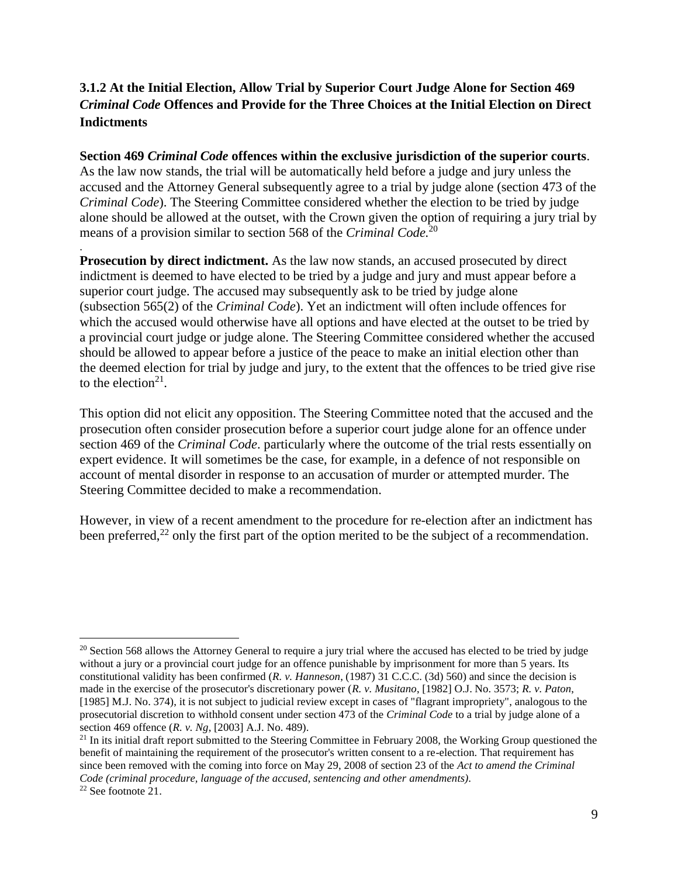### 3.1.2 At the Initial Election, Allow Trial by Superior Court Judge Alone for Section 469 *Criminal Code* Offences and Provide for the Three Choices at the Initial Election on Direct Indictments

**Section 469 *Criminal Code* offences within the exclusive jurisdiction of the superior courts**. As the law now stands, the trial will be automatically held before a judge and jury unless the accused and the Attorney General subsequently agree to a trial by judge alone (section 473 of the *Criminal Code*). The Steering Committee considered whether the election to be tried by judge alone should be allowed at the outset, with the Crown given the option of requiring a jury trial by means of a provision similar to section 568 of the *Criminal Code*.[20]

.

**Prosecution by direct indictment.** As the law now stands, an accused prosecuted by direct indictment is deemed to have elected to be tried by a judge and jury and must appear before a superior court judge. The accused may subsequently ask to be tried by judge alone (subsection 565(2) of the *Criminal Code*). Yet an indictment will often include offences for which the accused would otherwise have all options and have elected at the outset to be tried by a provincial court judge or judge alone. The Steering Committee considered whether the accused should be allowed to appear before a justice of the peace to make an initial election other than the deemed election for trial by judge and jury, to the extent that the offences to be tried give rise to the election[21].

This option did not elicit any opposition. The Steering Committee noted that the accused and the prosecution often consider prosecution before a superior court judge alone for an offence under section 469 of the *Criminal Code*. particularly where the outcome of the trial rests essentially on expert evidence. It will sometimes be the case, for example, in a defence of not responsible on account of mental disorder in response to an accusation of murder or attempted murder. The Steering Committee decided to make a recommendation.

However, in view of a recent amendment to the procedure for re-election after an indictment has been preferred,[22] only the first part of the option merited to be the subject of a recommendation.

---

[20] Section 568 allows the Attorney General to require a jury trial where the accused has elected to be tried by judge without a jury or a provincial court judge for an offence punishable by imprisonment for more than 5 years. Its constitutional validity has been confirmed (*R. v. Hanneson*, (1987) 31 C.C.C. (3d) 560) and since the decision is made in the exercise of the prosecutor's discretionary power (*R. v. Musitano*, [1982] O.J. No. 3573; *R. v. Paton*, [1985] M.J. No. 374), it is not subject to judicial review except in cases of "flagrant impropriety", analogous to the prosecutorial discretion to withhold consent under section 473 of the *Criminal Code* to a trial by judge alone of a section 469 offence (*R. v. Ng*, [2003] A.J. No. 489).

[21] In its initial draft report submitted to the Steering Committee in February 2008, the Working Group questioned the benefit of maintaining the requirement of the prosecutor's written consent to a re-election. That requirement has since been removed with the coming into force on May 29, 2008 of section 23 of the *Act to amend the Criminal Code (criminal procedure, language of the accused, sentencing and other amendments)*.

[22] See footnote 21.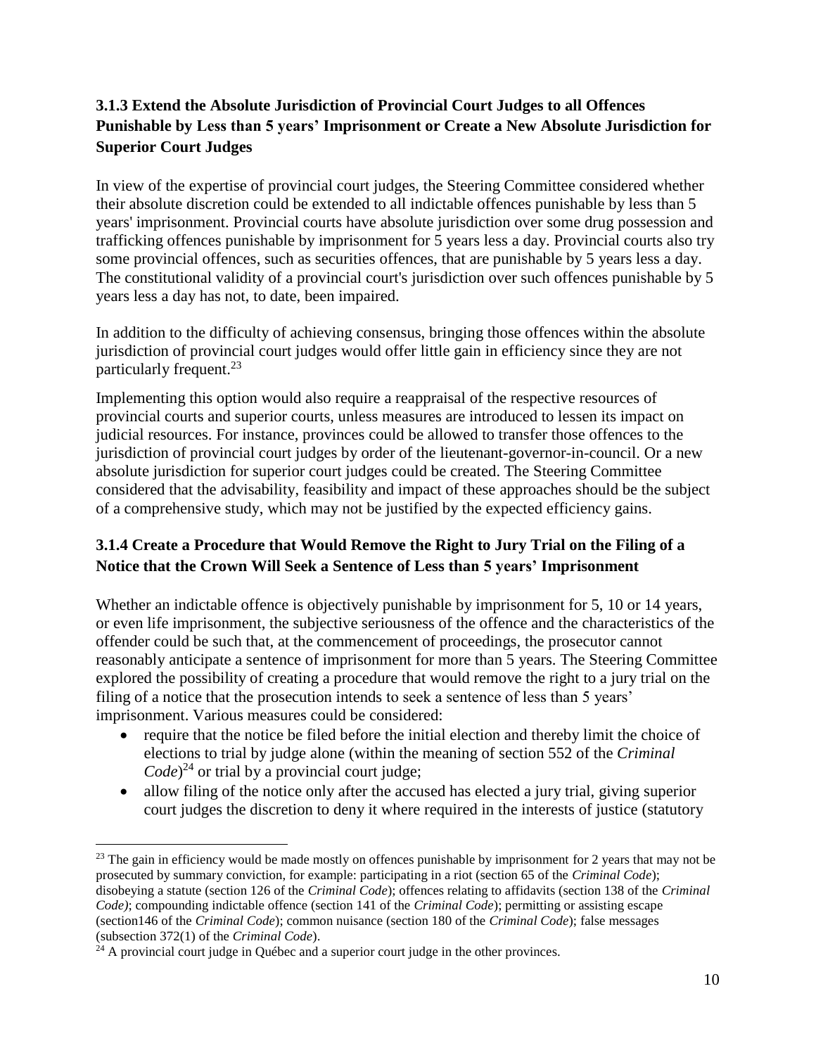### 3.1.3 Extend the Absolute Jurisdiction of Provincial Court Judges to all Offences Punishable by Less than 5 years' Imprisonment or Create a New Absolute Jurisdiction for Superior Court Judges

In view of the expertise of provincial court judges, the Steering Committee considered whether their absolute discretion could be extended to all indictable offences punishable by less than 5 years' imprisonment. Provincial courts have absolute jurisdiction over some drug possession and trafficking offences punishable by imprisonment for 5 years less a day. Provincial courts also try some provincial offences, such as securities offences, that are punishable by 5 years less a day. The constitutional validity of a provincial court's jurisdiction over such offences punishable by 5 years less a day has not, to date, been impaired.

In addition to the difficulty of achieving consensus, bringing those offences within the absolute jurisdiction of provincial court judges would offer little gain in efficiency since they are not particularly frequent.[23]

Implementing this option would also require a reappraisal of the respective resources of provincial courts and superior courts, unless measures are introduced to lessen its impact on judicial resources. For instance, provinces could be allowed to transfer those offences to the jurisdiction of provincial court judges by order of the lieutenant-governor-in-council. Or a new absolute jurisdiction for superior court judges could be created. The Steering Committee considered that the advisability, feasibility and impact of these approaches should be the subject of a comprehensive study, which may not be justified by the expected efficiency gains.

### 3.1.4 Create a Procedure that Would Remove the Right to Jury Trial on the Filing of a Notice that the Crown Will Seek a Sentence of Less than 5 years' Imprisonment

Whether an indictable offence is objectively punishable by imprisonment for 5, 10 or 14 years, or even life imprisonment, the subjective seriousness of the offence and the characteristics of the offender could be such that, at the commencement of proceedings, the prosecutor cannot reasonably anticipate a sentence of imprisonment for more than 5 years. The Steering Committee explored the possibility of creating a procedure that would remove the right to a jury trial on the filing of a notice that the prosecution intends to seek a sentence of less than 5 years' imprisonment. Various measures could be considered:

- require that the notice be filed before the initial election and thereby limit the choice of elections to trial by judge alone (within the meaning of section 552 of the *Criminal Code*)[24] or trial by a provincial court judge;
- allow filing of the notice only after the accused has elected a jury trial, giving superior court judges the discretion to deny it where required in the interests of justice (statutory

---

[23] The gain in efficiency would be made mostly on offences punishable by imprisonment for 2 years that may not be prosecuted by summary conviction, for example: participating in a riot (section 65 of the *Criminal Code*); disobeying a statute (section 126 of the *Criminal Code*); offences relating to affidavits (section 138 of the *Criminal Code)*; compounding indictable offence (section 141 of the *Criminal Code*); permitting or assisting escape (section146 of the *Criminal Code*); common nuisance (section 180 of the *Criminal Code*); false messages (subsection 372(1) of the *Criminal Code*).

[24] A provincial court judge in Québec and a superior court judge in the other provinces.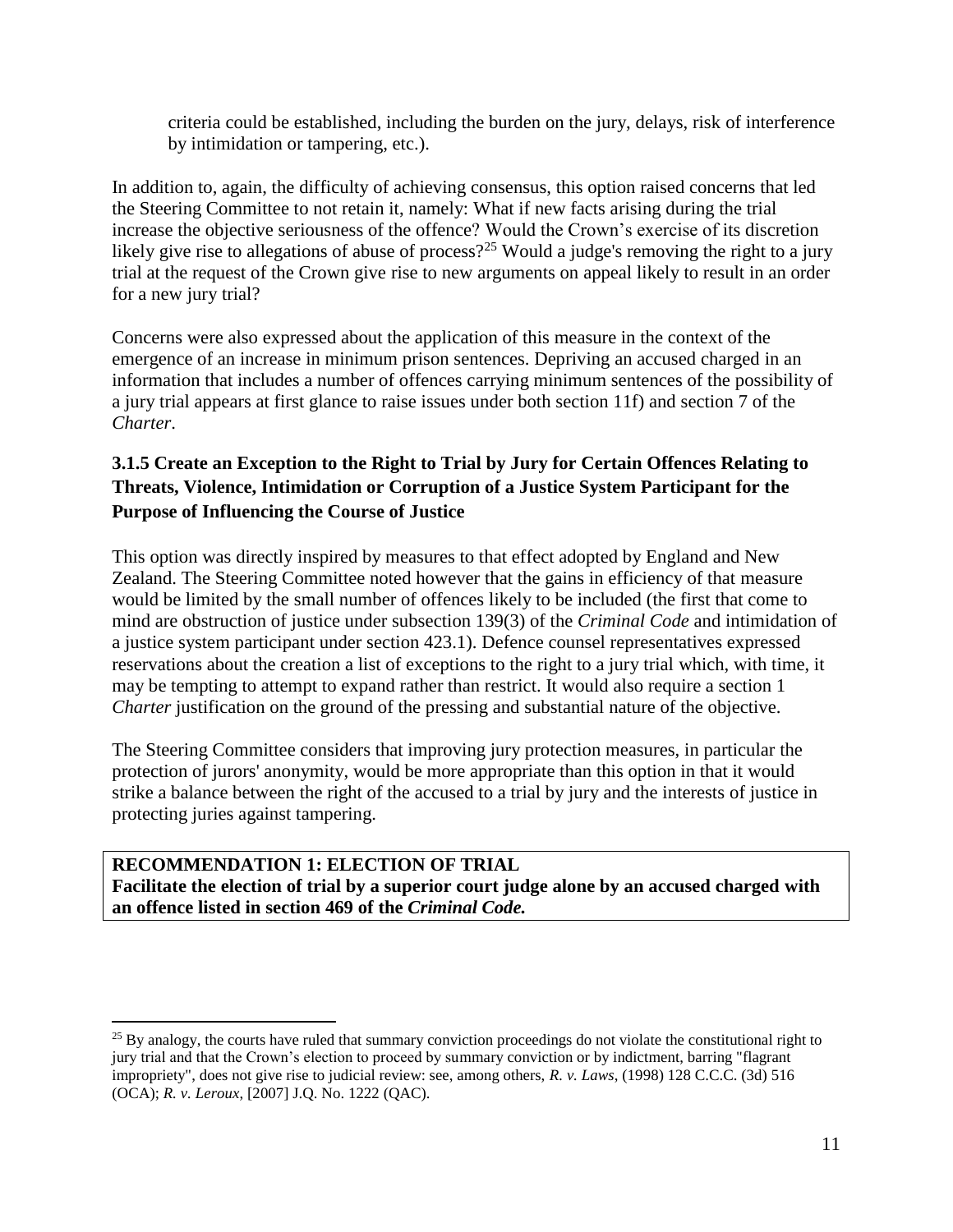criteria could be established, including the burden on the jury, delays, risk of interference by intimidation or tampering, etc.).

In addition to, again, the difficulty of achieving consensus, this option raised concerns that led the Steering Committee to not retain it, namely: What if new facts arising during the trial increase the objective seriousness of the offence? Would the Crown's exercise of its discretion likely give rise to allegations of abuse of process?[25] Would a judge's removing the right to a jury trial at the request of the Crown give rise to new arguments on appeal likely to result in an order for a new jury trial?

Concerns were also expressed about the application of this measure in the context of the emergence of an increase in minimum prison sentences. Depriving an accused charged in an information that includes a number of offences carrying minimum sentences of the possibility of a jury trial appears at first glance to raise issues under both section 11f) and section 7 of the *Charter*.

### 3.1.5 Create an Exception to the Right to Trial by Jury for Certain Offences Relating to Threats, Violence, Intimidation or Corruption of a Justice System Participant for the Purpose of Influencing the Course of Justice

This option was directly inspired by measures to that effect adopted by England and New Zealand. The Steering Committee noted however that the gains in efficiency of that measure would be limited by the small number of offences likely to be included (the first that come to mind are obstruction of justice under subsection 139(3) of the *Criminal Code* and intimidation of a justice system participant under section 423.1). Defence counsel representatives expressed reservations about the creation a list of exceptions to the right to a jury trial which, with time, it may be tempting to attempt to expand rather than restrict. It would also require a section 1 *Charter* justification on the ground of the pressing and substantial nature of the objective.

The Steering Committee considers that improving jury protection measures, in particular the protection of jurors' anonymity, would be more appropriate than this option in that it would strike a balance between the right of the accused to a trial by jury and the interests of justice in protecting juries against tampering.

**RECOMMENDATION 1: ELECTION OF TRIAL**
**Facilitate the election of trial by a superior court judge alone by an accused charged with an offence listed in section 469 of the *Criminal Code.***

[25] By analogy, the courts have ruled that summary conviction proceedings do not violate the constitutional right to jury trial and that the Crown's election to proceed by summary conviction or by indictment, barring "flagrant impropriety", does not give rise to judicial review: see, among others, *R. v. Laws*, (1998) 128 C.C.C. (3d) 516 (OCA); *R. v. Leroux*, [2007] J.Q. No. 1222 (QAC).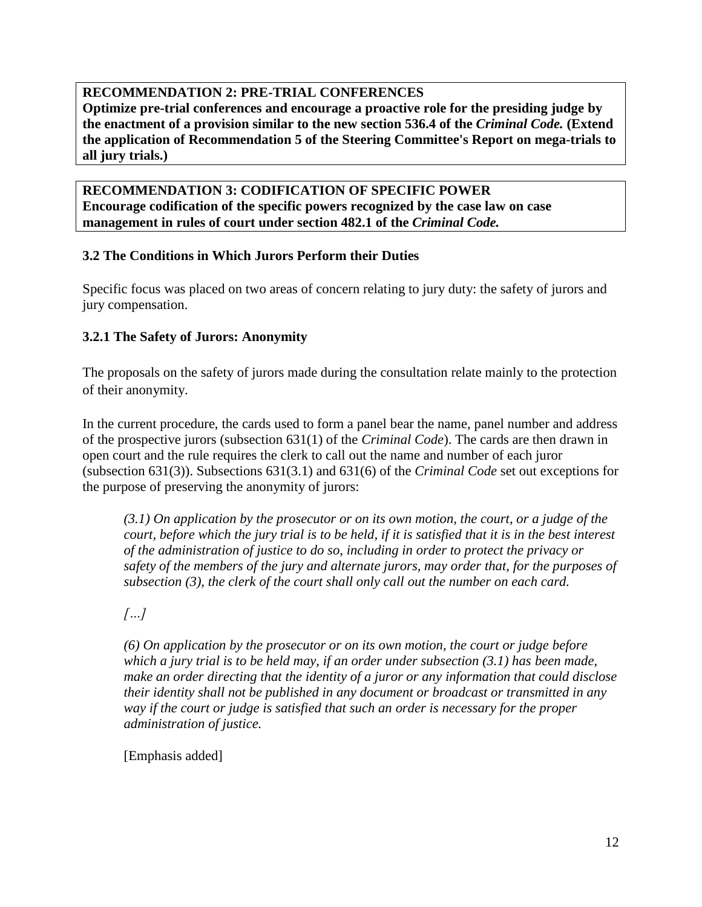**RECOMMENDATION 2: PRE-TRIAL CONFERENCES**
**Optimize pre-trial conferences and encourage a proactive role for the presiding judge by the enactment of a provision similar to the new section 536.4 of the *Criminal Code.* (Extend the application of Recommendation 5 of the Steering Committee's Report on mega-trials to all jury trials.)**

**RECOMMENDATION 3: CODIFICATION OF SPECIFIC POWER**
**Encourage codification of the specific powers recognized by the case law on case management in rules of court under section 482.1 of the *Criminal Code.***

### 3.2 The Conditions in Which Jurors Perform their Duties

Specific focus was placed on two areas of concern relating to jury duty: the safety of jurors and jury compensation.

#### 3.2.1 The Safety of Jurors: Anonymity

The proposals on the safety of jurors made during the consultation relate mainly to the protection of their anonymity.

In the current procedure, the cards used to form a panel bear the name, panel number and address of the prospective jurors (subsection 631(1) of the *Criminal Code*). The cards are then drawn in open court and the rule requires the clerk to call out the name and number of each juror (subsection 631(3)). Subsections 631(3.1) and 631(6) of the *Criminal Code* set out exceptions for the purpose of preserving the anonymity of jurors:

> *(3.1) On application by the prosecutor or on its own motion, the court, or a judge of the court, before which the jury trial is to be held, if it is satisfied that it is in the best interest of the administration of justice to do so, including in order to protect the privacy or safety of the members of the jury and alternate jurors, may order that, for the purposes of subsection (3), the clerk of the court shall only call out the number on each card.*
>
> *[…]*
>
> *(6) On application by the prosecutor or on its own motion, the court or judge before which a jury trial is to be held may, if an order under subsection (3.1) has been made, make an order directing that the identity of a juror or any information that could disclose their identity shall not be published in any document or broadcast or transmitted in any way if the court or judge is satisfied that such an order is necessary for the proper administration of justice.*
>
> [Emphasis added]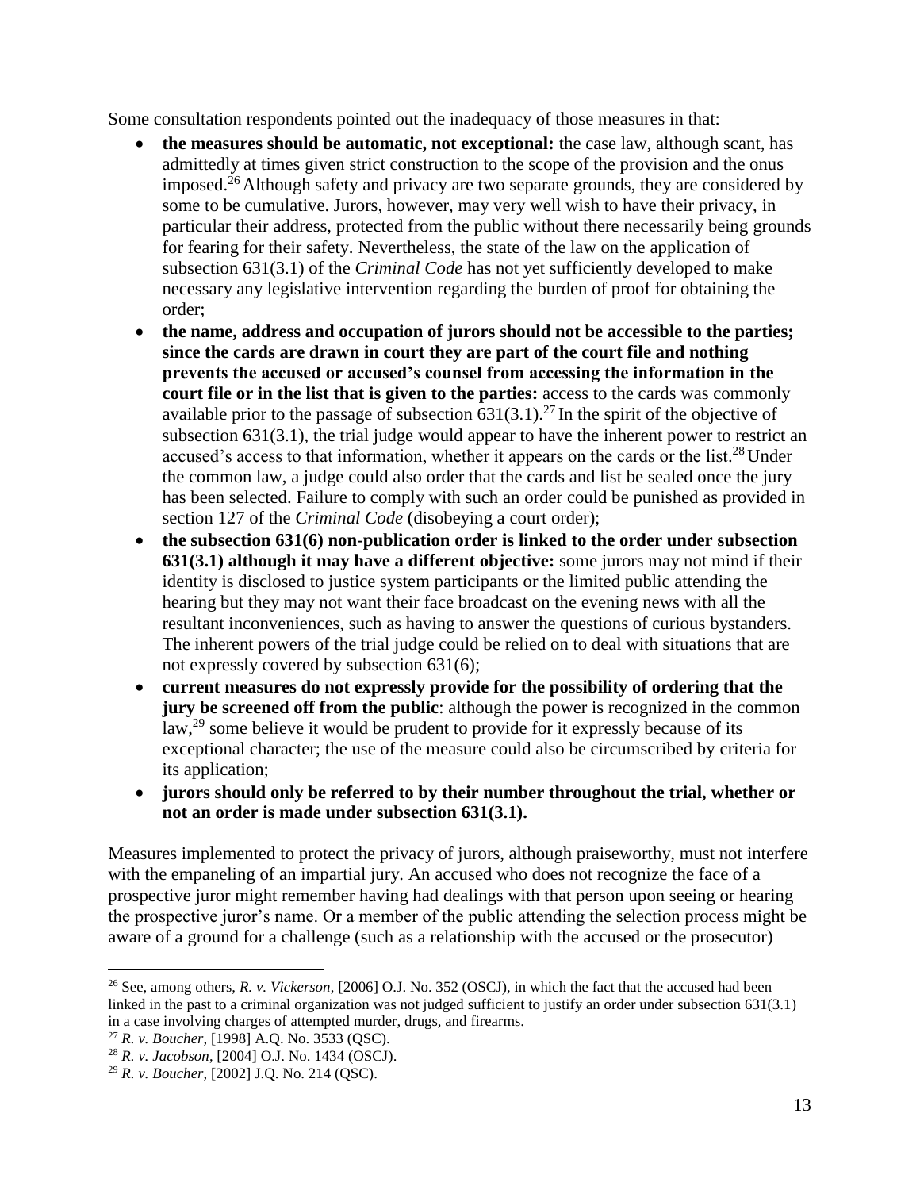Some consultation respondents pointed out the inadequacy of those measures in that:

- **the measures should be automatic, not exceptional:** the case law, although scant, has admittedly at times given strict construction to the scope of the provision and the onus imposed.[26] Although safety and privacy are two separate grounds, they are considered by some to be cumulative. Jurors, however, may very well wish to have their privacy, in particular their address, protected from the public without there necessarily being grounds for fearing for their safety. Nevertheless, the state of the law on the application of subsection 631(3.1) of the *Criminal Code* has not yet sufficiently developed to make necessary any legislative intervention regarding the burden of proof for obtaining the order;
- **the name, address and occupation of jurors should not be accessible to the parties; since the cards are drawn in court they are part of the court file and nothing prevents the accused or accused's counsel from accessing the information in the court file or in the list that is given to the parties:** access to the cards was commonly available prior to the passage of subsection 631(3.1).[27] In the spirit of the objective of subsection 631(3.1), the trial judge would appear to have the inherent power to restrict an accused's access to that information, whether it appears on the cards or the list.[28] Under the common law, a judge could also order that the cards and list be sealed once the jury has been selected. Failure to comply with such an order could be punished as provided in section 127 of the *Criminal Code* (disobeying a court order);
- **the subsection 631(6) non-publication order is linked to the order under subsection 631(3.1) although it may have a different objective:** some jurors may not mind if their identity is disclosed to justice system participants or the limited public attending the hearing but they may not want their face broadcast on the evening news with all the resultant inconveniences, such as having to answer the questions of curious bystanders. The inherent powers of the trial judge could be relied on to deal with situations that are not expressly covered by subsection 631(6);
- **current measures do not expressly provide for the possibility of ordering that the jury be screened off from the public**: although the power is recognized in the common law,[29] some believe it would be prudent to provide for it expressly because of its exceptional character; the use of the measure could also be circumscribed by criteria for its application;
- **jurors should only be referred to by their number throughout the trial, whether or not an order is made under subsection 631(3.1).**

Measures implemented to protect the privacy of jurors, although praiseworthy, must not interfere with the empaneling of an impartial jury. An accused who does not recognize the face of a prospective juror might remember having had dealings with that person upon seeing or hearing the prospective juror's name. Or a member of the public attending the selection process might be aware of a ground for a challenge (such as a relationship with the accused or the prosecutor)

---

[26] See, among others, *R. v. Vickerson*, [2006] O.J. No. 352 (OSCJ), in which the fact that the accused had been linked in the past to a criminal organization was not judged sufficient to justify an order under subsection 631(3.1) in a case involving charges of attempted murder, drugs, and firearms.

[27] *R. v. Boucher*, [1998] A.Q. No. 3533 (QSC).

[28] *R. v. Jacobson*, [2004] O.J. No. 1434 (OSCJ).

[29] *R. v. Boucher*, [2002] J.Q. No. 214 (QSC).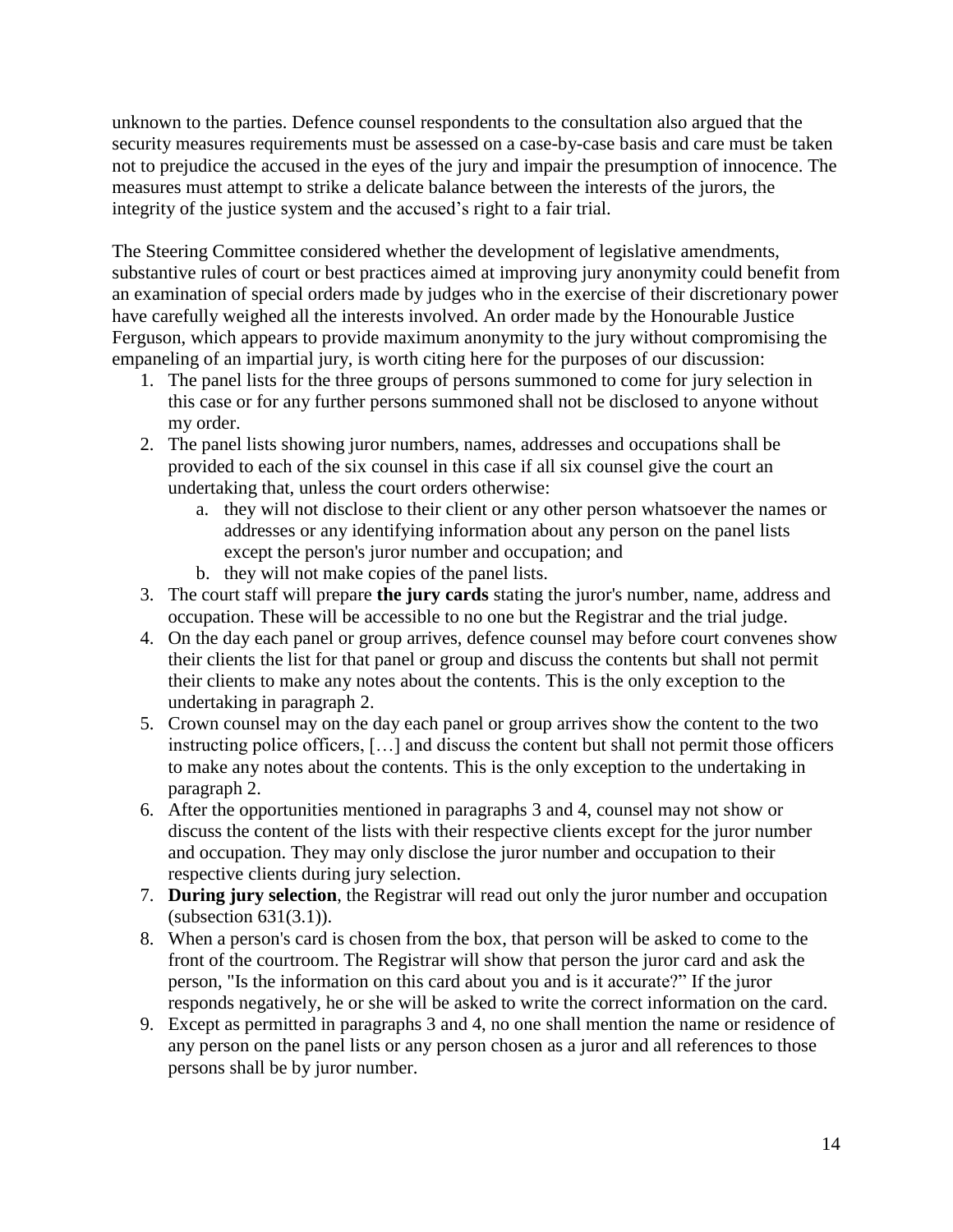unknown to the parties. Defence counsel respondents to the consultation also argued that the security measures requirements must be assessed on a case-by-case basis and care must be taken not to prejudice the accused in the eyes of the jury and impair the presumption of innocence. The measures must attempt to strike a delicate balance between the interests of the jurors, the integrity of the justice system and the accused's right to a fair trial.

The Steering Committee considered whether the development of legislative amendments, substantive rules of court or best practices aimed at improving jury anonymity could benefit from an examination of special orders made by judges who in the exercise of their discretionary power have carefully weighed all the interests involved. An order made by the Honourable Justice Ferguson, which appears to provide maximum anonymity to the jury without compromising the empaneling of an impartial jury, is worth citing here for the purposes of our discussion:

1. The panel lists for the three groups of persons summoned to come for jury selection in this case or for any further persons summoned shall not be disclosed to anyone without my order.
2. The panel lists showing juror numbers, names, addresses and occupations shall be provided to each of the six counsel in this case if all six counsel give the court an undertaking that, unless the court orders otherwise:
   a. they will not disclose to their client or any other person whatsoever the names or addresses or any identifying information about any person on the panel lists except the person's juror number and occupation; and
   b. they will not make copies of the panel lists.
3. The court staff will prepare **the jury cards** stating the juror's number, name, address and occupation. These will be accessible to no one but the Registrar and the trial judge.
4. On the day each panel or group arrives, defence counsel may before court convenes show their clients the list for that panel or group and discuss the contents but shall not permit their clients to make any notes about the contents. This is the only exception to the undertaking in paragraph 2.
5. Crown counsel may on the day each panel or group arrives show the content to the two instructing police officers, […] and discuss the content but shall not permit those officers to make any notes about the contents. This is the only exception to the undertaking in paragraph 2.
6. After the opportunities mentioned in paragraphs 3 and 4, counsel may not show or discuss the content of the lists with their respective clients except for the juror number and occupation. They may only disclose the juror number and occupation to their respective clients during jury selection.
7. **During jury selection**, the Registrar will read out only the juror number and occupation (subsection 631(3.1)).
8. When a person's card is chosen from the box, that person will be asked to come to the front of the courtroom. The Registrar will show that person the juror card and ask the person, "Is the information on this card about you and is it accurate?" If the juror responds negatively, he or she will be asked to write the correct information on the card.
9. Except as permitted in paragraphs 3 and 4, no one shall mention the name or residence of any person on the panel lists or any person chosen as a juror and all references to those persons shall be by juror number.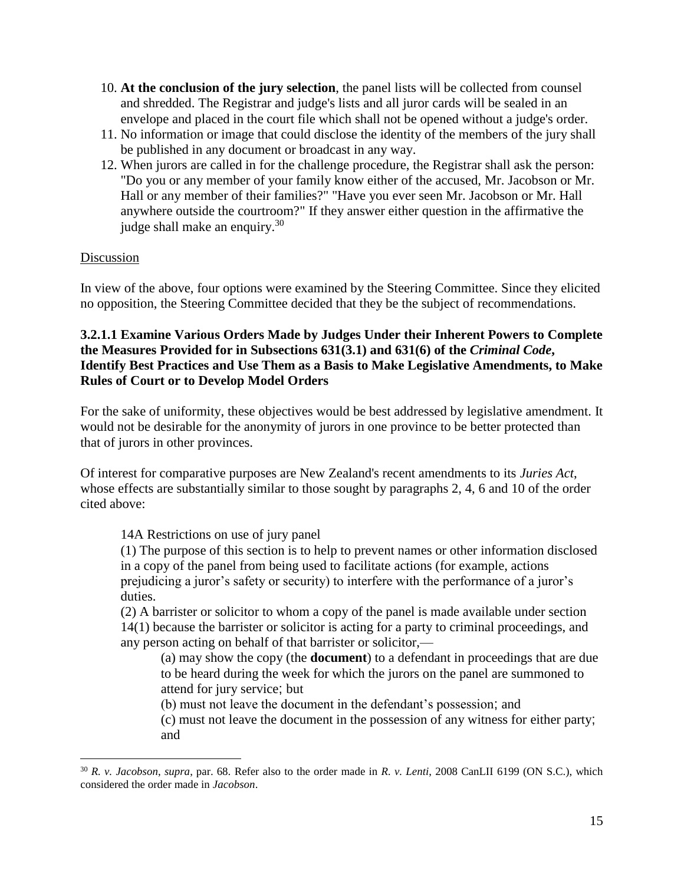10. **At the conclusion of the jury selection**, the panel lists will be collected from counsel and shredded. The Registrar and judge's lists and all juror cards will be sealed in an envelope and placed in the court file which shall not be opened without a judge's order.
11. No information or image that could disclose the identity of the members of the jury shall be published in any document or broadcast in any way.
12. When jurors are called in for the challenge procedure, the Registrar shall ask the person: "Do you or any member of your family know either of the accused, Mr. Jacobson or Mr. Hall or any member of their families?" "Have you ever seen Mr. Jacobson or Mr. Hall anywhere outside the courtroom?" If they answer either question in the affirmative the judge shall make an enquiry.[30]

Discussion

In view of the above, four options were examined by the Steering Committee. Since they elicited no opposition, the Steering Committee decided that they be the subject of recommendations.

#### 3.2.1.1 Examine Various Orders Made by Judges Under their Inherent Powers to Complete the Measures Provided for in Subsections 631(3.1) and 631(6) of the *Criminal Code*, Identify Best Practices and Use Them as a Basis to Make Legislative Amendments, to Make Rules of Court or to Develop Model Orders

For the sake of uniformity, these objectives would be best addressed by legislative amendment. It would not be desirable for the anonymity of jurors in one province to be better protected than that of jurors in other provinces.

Of interest for comparative purposes are New Zealand's recent amendments to its *Juries Act*, whose effects are substantially similar to those sought by paragraphs 2, 4, 6 and 10 of the order cited above:

> 14A Restrictions on use of jury panel
>
> (1) The purpose of this section is to help to prevent names or other information disclosed in a copy of the panel from being used to facilitate actions (for example, actions prejudicing a juror's safety or security) to interfere with the performance of a juror's duties.
>
> (2) A barrister or solicitor to whom a copy of the panel is made available under section 14(1) because the barrister or solicitor is acting for a party to criminal proceedings, and any person acting on behalf of that barrister or solicitor,—
>
> > (a) may show the copy (the **document**) to a defendant in proceedings that are due to be heard during the week for which the jurors on the panel are summoned to attend for jury service; but
> >
> > (b) must not leave the document in the defendant's possession; and
> >
> > (c) must not leave the document in the possession of any witness for either party; and

[30] *R. v. Jacobson*, *supra*, par. 68. Refer also to the order made in *R. v. Lenti*, 2008 CanLII 6199 (ON S.C.), which considered the order made in *Jacobson*.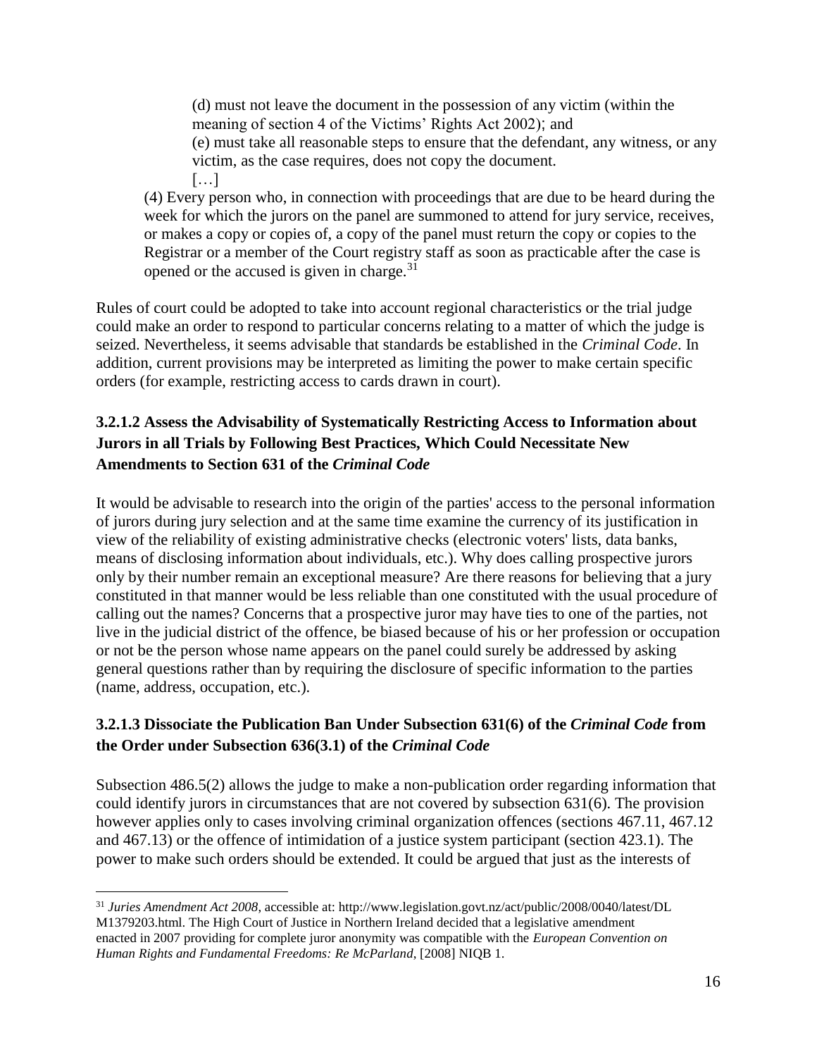> (d) must not leave the document in the possession of any victim (within the meaning of section 4 of the Victims' Rights Act 2002); and
> (e) must take all reasonable steps to ensure that the defendant, any witness, or any victim, as the case requires, does not copy the document.
> […]
>
> (4) Every person who, in connection with proceedings that are due to be heard during the week for which the jurors on the panel are summoned to attend for jury service, receives, or makes a copy or copies of, a copy of the panel must return the copy or copies to the Registrar or a member of the Court registry staff as soon as practicable after the case is opened or the accused is given in charge.[31]

Rules of court could be adopted to take into account regional characteristics or the trial judge could make an order to respond to particular concerns relating to a matter of which the judge is seized. Nevertheless, it seems advisable that standards be established in the *Criminal Code*. In addition, current provisions may be interpreted as limiting the power to make certain specific orders (for example, restricting access to cards drawn in court).

### 3.2.1.2 Assess the Advisability of Systematically Restricting Access to Information about Jurors in all Trials by Following Best Practices, Which Could Necessitate New Amendments to Section 631 of the *Criminal Code*

It would be advisable to research into the origin of the parties' access to the personal information of jurors during jury selection and at the same time examine the currency of its justification in view of the reliability of existing administrative checks (electronic voters' lists, data banks, means of disclosing information about individuals, etc.). Why does calling prospective jurors only by their number remain an exceptional measure? Are there reasons for believing that a jury constituted in that manner would be less reliable than one constituted with the usual procedure of calling out the names? Concerns that a prospective juror may have ties to one of the parties, not live in the judicial district of the offence, be biased because of his or her profession or occupation or not be the person whose name appears on the panel could surely be addressed by asking general questions rather than by requiring the disclosure of specific information to the parties (name, address, occupation, etc.).

### 3.2.1.3 Dissociate the Publication Ban Under Subsection 631(6) of the *Criminal Code* from the Order under Subsection 636(3.1) of the *Criminal Code*

Subsection 486.5(2) allows the judge to make a non-publication order regarding information that could identify jurors in circumstances that are not covered by subsection 631(6). The provision however applies only to cases involving criminal organization offences (sections 467.11, 467.12 and 467.13) or the offence of intimidation of a justice system participant (section 423.1). The power to make such orders should be extended. It could be argued that just as the interests of

---

[31] *Juries Amendment Act 2008*, accessible at: http://www.legislation.govt.nz/act/public/2008/0040/latest/DLM1379203.html. The High Court of Justice in Northern Ireland decided that a legislative amendment enacted in 2007 providing for complete juror anonymity was compatible with the *European Convention on Human Rights and Fundamental Freedoms: Re McParland*, [2008] NIQB 1.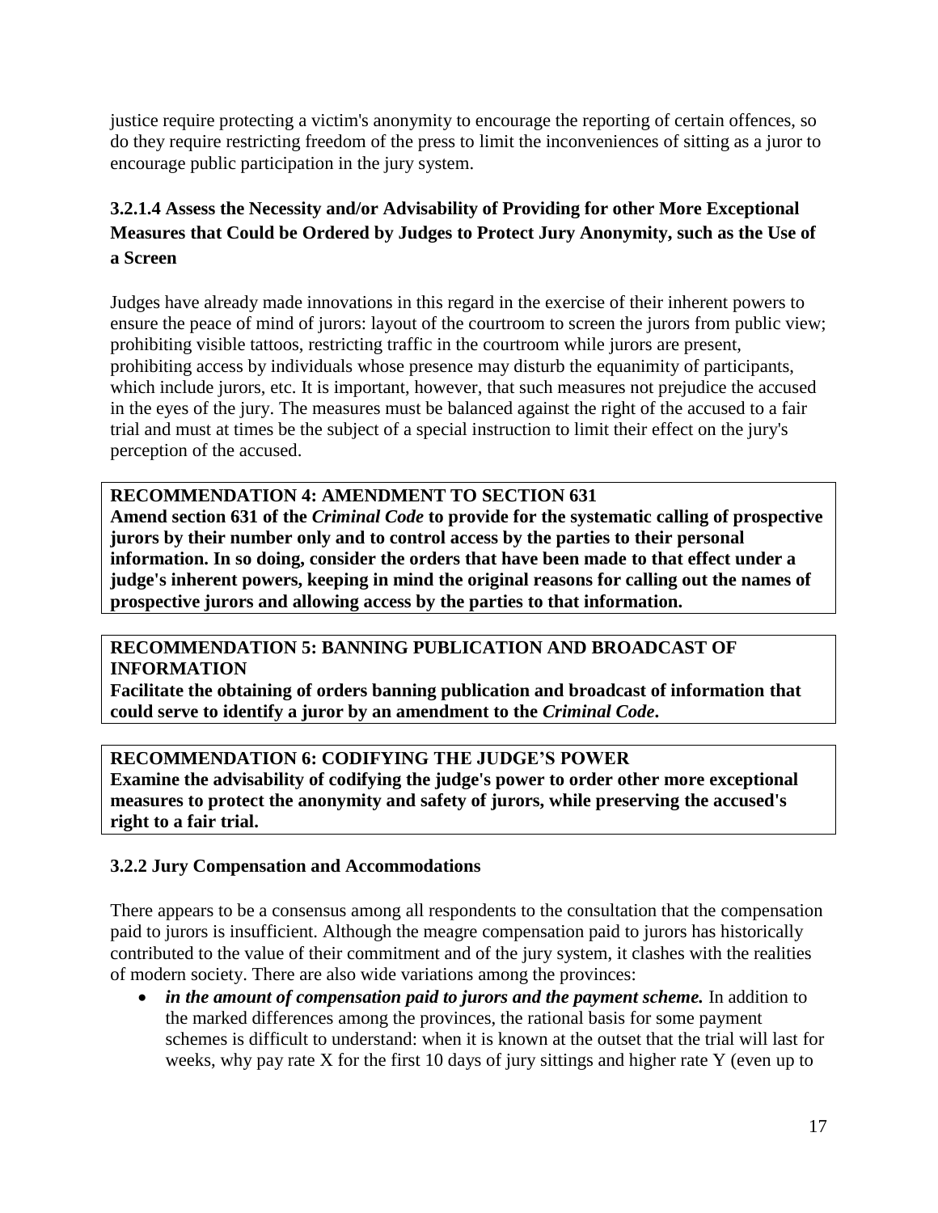justice require protecting a victim's anonymity to encourage the reporting of certain offences, so do they require restricting freedom of the press to limit the inconveniences of sitting as a juror to encourage public participation in the jury system.

#### 3.2.1.4 Assess the Necessity and/or Advisability of Providing for other More Exceptional Measures that Could be Ordered by Judges to Protect Jury Anonymity, such as the Use of a Screen

Judges have already made innovations in this regard in the exercise of their inherent powers to ensure the peace of mind of jurors: layout of the courtroom to screen the jurors from public view; prohibiting visible tattoos, restricting traffic in the courtroom while jurors are present, prohibiting access by individuals whose presence may disturb the equanimity of participants, which include jurors, etc. It is important, however, that such measures not prejudice the accused in the eyes of the jury. The measures must be balanced against the right of the accused to a fair trial and must at times be the subject of a special instruction to limit their effect on the jury's perception of the accused.

**RECOMMENDATION 4: AMENDMENT TO SECTION 631**
**Amend section 631 of the *Criminal Code* to provide for the systematic calling of prospective jurors by their number only and to control access by the parties to their personal information. In so doing, consider the orders that have been made to that effect under a judge's inherent powers, keeping in mind the original reasons for calling out the names of prospective jurors and allowing access by the parties to that information.**

**RECOMMENDATION 5: BANNING PUBLICATION AND BROADCAST OF INFORMATION**
**Facilitate the obtaining of orders banning publication and broadcast of information that could serve to identify a juror by an amendment to the *Criminal Code*.**

**RECOMMENDATION 6: CODIFYING THE JUDGE'S POWER**
**Examine the advisability of codifying the judge's power to order other more exceptional measures to protect the anonymity and safety of jurors, while preserving the accused's right to a fair trial.**

### 3.2.2 Jury Compensation and Accommodations

There appears to be a consensus among all respondents to the consultation that the compensation paid to jurors is insufficient. Although the meagre compensation paid to jurors has historically contributed to the value of their commitment and of the jury system, it clashes with the realities of modern society. There are also wide variations among the provinces:

- ***in the amount of compensation paid to jurors and the payment scheme.*** In addition to the marked differences among the provinces, the rational basis for some payment schemes is difficult to understand: when it is known at the outset that the trial will last for weeks, why pay rate X for the first 10 days of jury sittings and higher rate Y (even up to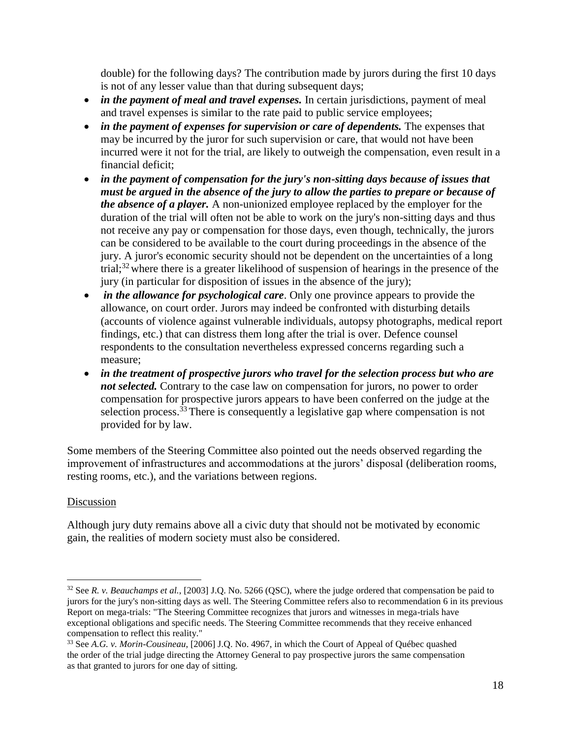double) for the following days? The contribution made by jurors during the first 10 days is not of any lesser value than that during subsequent days;

- ***in the payment of meal and travel expenses.*** In certain jurisdictions, payment of meal and travel expenses is similar to the rate paid to public service employees;
- ***in the payment of expenses for supervision or care of dependents.*** The expenses that may be incurred by the juror for such supervision or care, that would not have been incurred were it not for the trial, are likely to outweigh the compensation, even result in a financial deficit;
- ***in the payment of compensation for the jury's non-sitting days because of issues that must be argued in the absence of the jury to allow the parties to prepare or because of the absence of a player.*** A non-unionized employee replaced by the employer for the duration of the trial will often not be able to work on the jury's non-sitting days and thus not receive any pay or compensation for those days, even though, technically, the jurors can be considered to be available to the court during proceedings in the absence of the jury. A juror's economic security should not be dependent on the uncertainties of a long trial;[32] where there is a greater likelihood of suspension of hearings in the presence of the jury (in particular for disposition of issues in the absence of the jury);
- ***in the allowance for psychological care***. Only one province appears to provide the allowance, on court order. Jurors may indeed be confronted with disturbing details (accounts of violence against vulnerable individuals, autopsy photographs, medical report findings, etc.) that can distress them long after the trial is over. Defence counsel respondents to the consultation nevertheless expressed concerns regarding such a measure;
- ***in the treatment of prospective jurors who travel for the selection process but who are not selected.*** Contrary to the case law on compensation for jurors, no power to order compensation for prospective jurors appears to have been conferred on the judge at the selection process.[33] There is consequently a legislative gap where compensation is not provided for by law.

Some members of the Steering Committee also pointed out the needs observed regarding the improvement of infrastructures and accommodations at the jurors' disposal (deliberation rooms, resting rooms, etc.), and the variations between regions.

Discussion

Although jury duty remains above all a civic duty that should not be motivated by economic gain, the realities of modern society must also be considered.

[32] See *R. v. Beauchamps et al.*, [2003] J.Q. No. 5266 (QSC), where the judge ordered that compensation be paid to jurors for the jury's non-sitting days as well. The Steering Committee refers also to recommendation 6 in its previous Report on mega-trials: "The Steering Committee recognizes that jurors and witnesses in mega-trials have exceptional obligations and specific needs. The Steering Committee recommends that they receive enhanced compensation to reflect this reality."

[33] See *A.G. v. Morin-Cousineau*, [2006] J.Q. No. 4967, in which the Court of Appeal of Québec quashed the order of the trial judge directing the Attorney General to pay prospective jurors the same compensation as that granted to jurors for one day of sitting.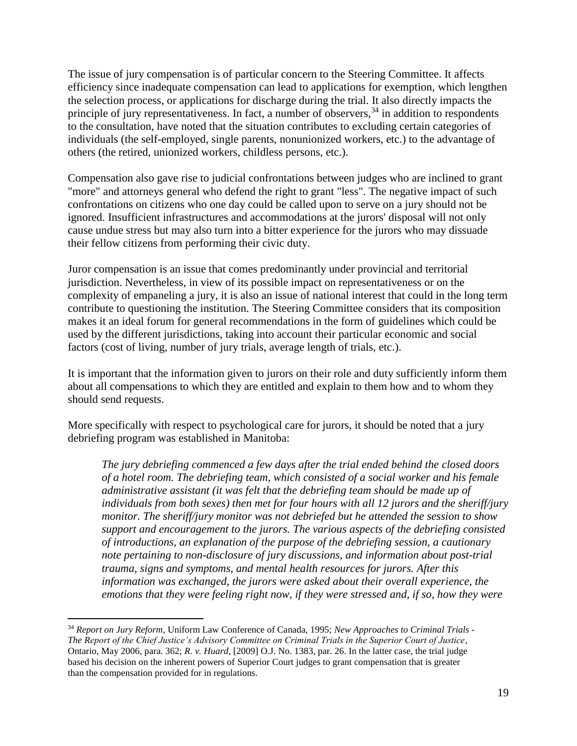The issue of jury compensation is of particular concern to the Steering Committee. It affects efficiency since inadequate compensation can lead to applications for exemption, which lengthen the selection process, or applications for discharge during the trial. It also directly impacts the principle of jury representativeness. In fact, a number of observers,[34] in addition to respondents to the consultation, have noted that the situation contributes to excluding certain categories of individuals (the self-employed, single parents, nonunionized workers, etc.) to the advantage of others (the retired, unionized workers, childless persons, etc.).

Compensation also gave rise to judicial confrontations between judges who are inclined to grant "more" and attorneys general who defend the right to grant "less". The negative impact of such confrontations on citizens who one day could be called upon to serve on a jury should not be ignored. Insufficient infrastructures and accommodations at the jurors' disposal will not only cause undue stress but may also turn into a bitter experience for the jurors who may dissuade their fellow citizens from performing their civic duty.

Juror compensation is an issue that comes predominantly under provincial and territorial jurisdiction. Nevertheless, in view of its possible impact on representativeness or on the complexity of empaneling a jury, it is also an issue of national interest that could in the long term contribute to questioning the institution. The Steering Committee considers that its composition makes it an ideal forum for general recommendations in the form of guidelines which could be used by the different jurisdictions, taking into account their particular economic and social factors (cost of living, number of jury trials, average length of trials, etc.).

It is important that the information given to jurors on their role and duty sufficiently inform them about all compensations to which they are entitled and explain to them how and to whom they should send requests.

More specifically with respect to psychological care for jurors, it should be noted that a jury debriefing program was established in Manitoba:

> *The jury debriefing commenced a few days after the trial ended behind the closed doors of a hotel room. The debriefing team, which consisted of a social worker and his female administrative assistant (it was felt that the debriefing team should be made up of individuals from both sexes) then met for four hours with all 12 jurors and the sheriff/jury monitor. The sheriff/jury monitor was not debriefed but he attended the session to show support and encouragement to the jurors. The various aspects of the debriefing consisted of introductions, an explanation of the purpose of the debriefing session, a cautionary note pertaining to non-disclosure of jury discussions, and information about post-trial trauma, signs and symptoms, and mental health resources for jurors. After this information was exchanged, the jurors were asked about their overall experience, the emotions that they were feeling right now, if they were stressed and, if so, how they were*

---

[34] *Report on Jury Reform*, Uniform Law Conference of Canada, 1995; *New Approaches to Criminal Trials - The Report of the Chief Justice's Advisory Committee on Criminal Trials in the Superior Court of Justice*, Ontario, May 2006, para. 362; *R. v. Huard*, [2009] O.J. No. 1383, par. 26. In the latter case, the trial judge based his decision on the inherent powers of Superior Court judges to grant compensation that is greater than the compensation provided for in regulations.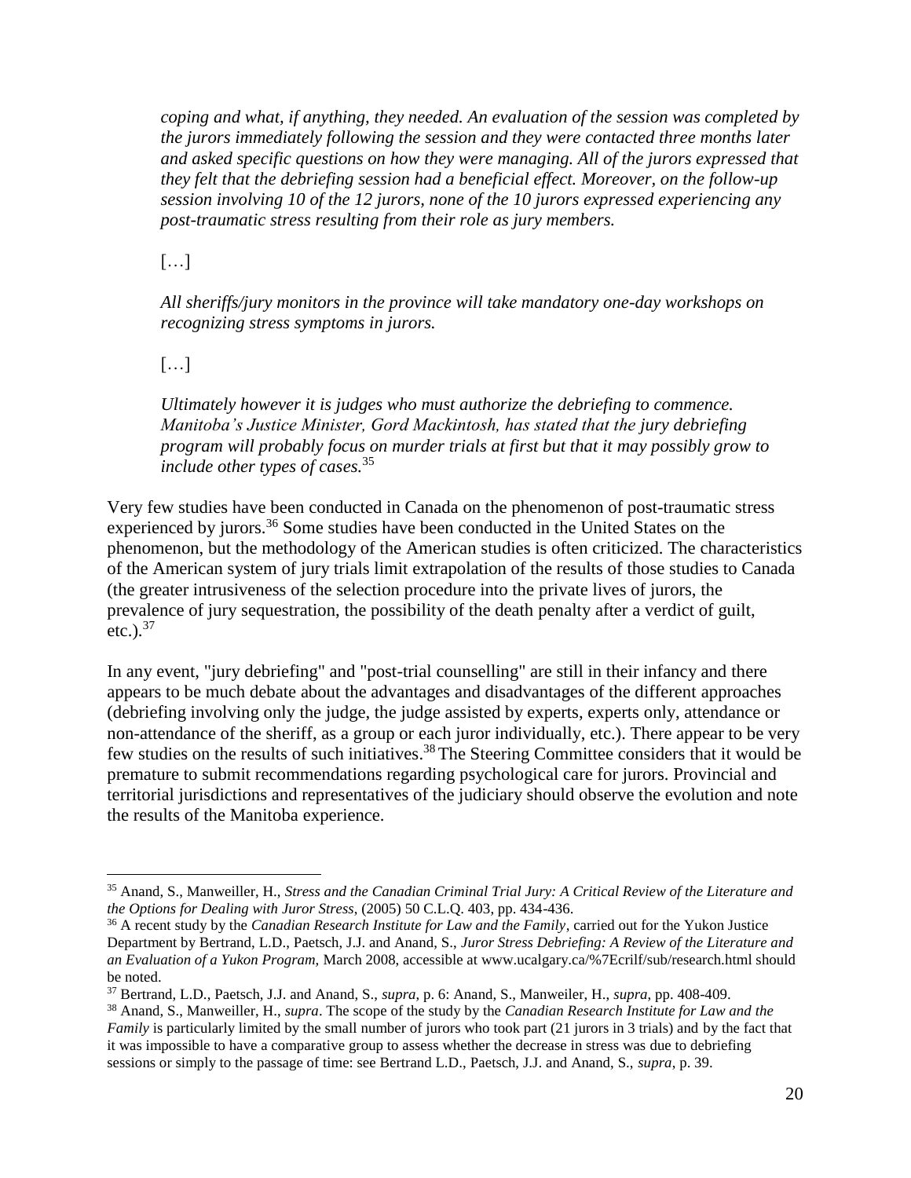> *coping and what, if anything, they needed. An evaluation of the session was completed by the jurors immediately following the session and they were contacted three months later and asked specific questions on how they were managing. All of the jurors expressed that they felt that the debriefing session had a beneficial effect. Moreover, on the follow-up session involving 10 of the 12 jurors, none of the 10 jurors expressed experiencing any post-traumatic stress resulting from their role as jury members.*
>
> […]
>
> *All sheriffs/jury monitors in the province will take mandatory one-day workshops on recognizing stress symptoms in jurors.*
>
> […]
>
> *Ultimately however it is judges who must authorize the debriefing to commence. Manitoba's Justice Minister, Gord Mackintosh, has stated that the jury debriefing program will probably focus on murder trials at first but that it may possibly grow to include other types of cases.*[35]

Very few studies have been conducted in Canada on the phenomenon of post-traumatic stress experienced by jurors.[36] Some studies have been conducted in the United States on the phenomenon, but the methodology of the American studies is often criticized. The characteristics of the American system of jury trials limit extrapolation of the results of those studies to Canada (the greater intrusiveness of the selection procedure into the private lives of jurors, the prevalence of jury sequestration, the possibility of the death penalty after a verdict of guilt, etc.).[37]

In any event, "jury debriefing" and "post-trial counselling" are still in their infancy and there appears to be much debate about the advantages and disadvantages of the different approaches (debriefing involving only the judge, the judge assisted by experts, experts only, attendance or non-attendance of the sheriff, as a group or each juror individually, etc.). There appear to be very few studies on the results of such initiatives.[38] The Steering Committee considers that it would be premature to submit recommendations regarding psychological care for jurors. Provincial and territorial jurisdictions and representatives of the judiciary should observe the evolution and note the results of the Manitoba experience.

---

[35] Anand, S., Manweiller, H., *Stress and the Canadian Criminal Trial Jury: A Critical Review of the Literature and the Options for Dealing with Juror Stress*, (2005) 50 C.L.Q. 403, pp. 434-436.

[36] A recent study by the *Canadian Research Institute for Law and the Family*, carried out for the Yukon Justice Department by Bertrand, L.D., Paetsch, J.J. and Anand, S., *Juror Stress Debriefing: A Review of the Literature and an Evaluation of a Yukon Program,* March 2008, accessible at www.ucalgary.ca/%7Ecrilf/sub/research.html should be noted.

[37] Bertrand, L.D., Paetsch, J.J. and Anand, S., *supra*, p. 6: Anand, S., Manweiler, H., *supra*, pp. 408-409.

[38] Anand, S., Manweiller, H., *supra*. The scope of the study by the *Canadian Research Institute for Law and the Family* is particularly limited by the small number of jurors who took part (21 jurors in 3 trials) and by the fact that it was impossible to have a comparative group to assess whether the decrease in stress was due to debriefing sessions or simply to the passage of time: see Bertrand L.D., Paetsch, J.J. and Anand, S., *supra*, p. 39.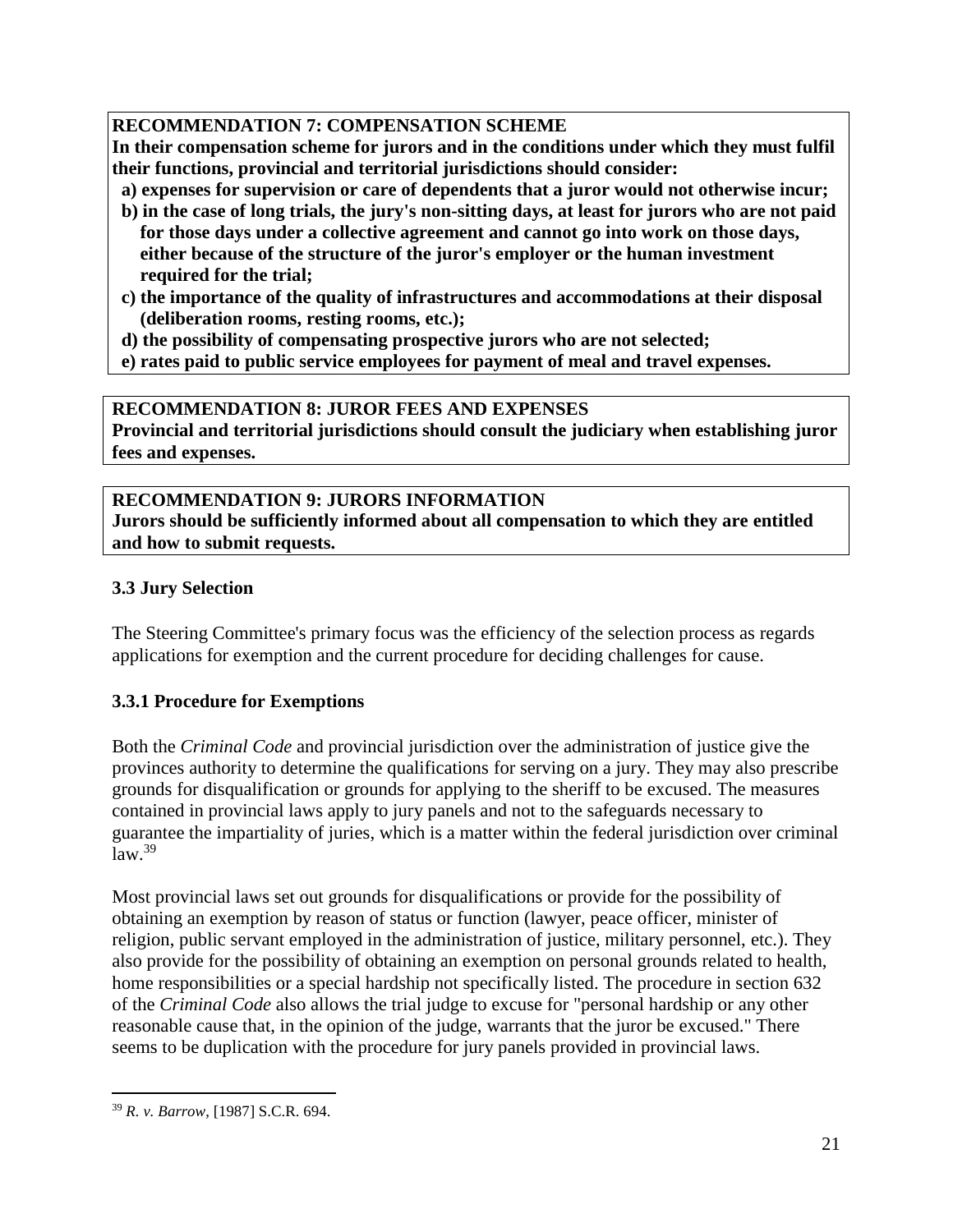**RECOMMENDATION 7: COMPENSATION SCHEME**
**In their compensation scheme for jurors and in the conditions under which they must fulfil their functions, provincial and territorial jurisdictions should consider:**

**a) expenses for supervision or care of dependents that a juror would not otherwise incur;**
**b) in the case of long trials, the jury's non-sitting days, at least for jurors who are not paid for those days under a collective agreement and cannot go into work on those days, either because of the structure of the juror's employer or the human investment required for the trial;**
**c) the importance of the quality of infrastructures and accommodations at their disposal (deliberation rooms, resting rooms, etc.);**
**d) the possibility of compensating prospective jurors who are not selected;**
**e) rates paid to public service employees for payment of meal and travel expenses.**

**RECOMMENDATION 8: JUROR FEES AND EXPENSES**
**Provincial and territorial jurisdictions should consult the judiciary when establishing juror fees and expenses.**

**RECOMMENDATION 9: JURORS INFORMATION**
**Jurors should be sufficiently informed about all compensation to which they are entitled and how to submit requests.**

### 3.3 Jury Selection

The Steering Committee's primary focus was the efficiency of the selection process as regards applications for exemption and the current procedure for deciding challenges for cause.

#### 3.3.1 Procedure for Exemptions

Both the *Criminal Code* and provincial jurisdiction over the administration of justice give the provinces authority to determine the qualifications for serving on a jury. They may also prescribe grounds for disqualification or grounds for applying to the sheriff to be excused. The measures contained in provincial laws apply to jury panels and not to the safeguards necessary to guarantee the impartiality of juries, which is a matter within the federal jurisdiction over criminal law.[39]

Most provincial laws set out grounds for disqualifications or provide for the possibility of obtaining an exemption by reason of status or function (lawyer, peace officer, minister of religion, public servant employed in the administration of justice, military personnel, etc.). They also provide for the possibility of obtaining an exemption on personal grounds related to health, home responsibilities or a special hardship not specifically listed. The procedure in section 632 of the *Criminal Code* also allows the trial judge to excuse for "personal hardship or any other reasonable cause that, in the opinion of the judge, warrants that the juror be excused." There seems to be duplication with the procedure for jury panels provided in provincial laws.

---

[39] *R. v. Barrow*, [1987] S.C.R. 694.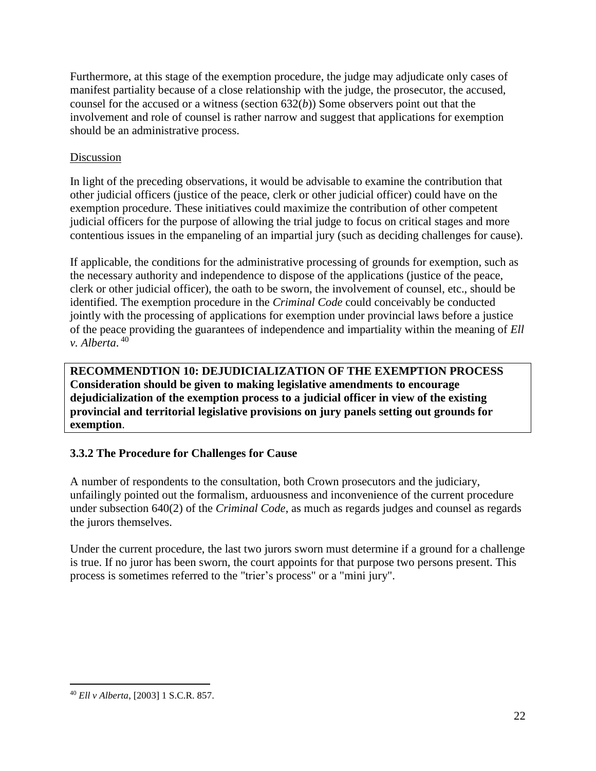Furthermore, at this stage of the exemption procedure, the judge may adjudicate only cases of manifest partiality because of a close relationship with the judge, the prosecutor, the accused, counsel for the accused or a witness (section 632(*b*)) Some observers point out that the involvement and role of counsel is rather narrow and suggest that applications for exemption should be an administrative process.

Discussion

In light of the preceding observations, it would be advisable to examine the contribution that other judicial officers (justice of the peace, clerk or other judicial officer) could have on the exemption procedure. These initiatives could maximize the contribution of other competent judicial officers for the purpose of allowing the trial judge to focus on critical stages and more contentious issues in the empaneling of an impartial jury (such as deciding challenges for cause).

If applicable, the conditions for the administrative processing of grounds for exemption, such as the necessary authority and independence to dispose of the applications (justice of the peace, clerk or other judicial officer), the oath to be sworn, the involvement of counsel, etc., should be identified. The exemption procedure in the *Criminal Code* could conceivably be conducted jointly with the processing of applications for exemption under provincial laws before a justice of the peace providing the guarantees of independence and impartiality within the meaning of *Ell v. Alberta*. [40]

**RECOMMENDTION 10: DEJUDICIALIZATION OF THE EXEMPTION PROCESS**
**Consideration should be given to making legislative amendments to encourage dejudicialization of the exemption process to a judicial officer in view of the existing provincial and territorial legislative provisions on jury panels setting out grounds for exemption**.

### 3.3.2 The Procedure for Challenges for Cause

A number of respondents to the consultation, both Crown prosecutors and the judiciary, unfailingly pointed out the formalism, arduousness and inconvenience of the current procedure under subsection 640(2) of the *Criminal Code*, as much as regards judges and counsel as regards the jurors themselves.

Under the current procedure, the last two jurors sworn must determine if a ground for a challenge is true. If no juror has been sworn, the court appoints for that purpose two persons present. This process is sometimes referred to the "trier's process" or a "mini jury".

---

[40] *Ell v Alberta*, [2003] 1 S.C.R. 857.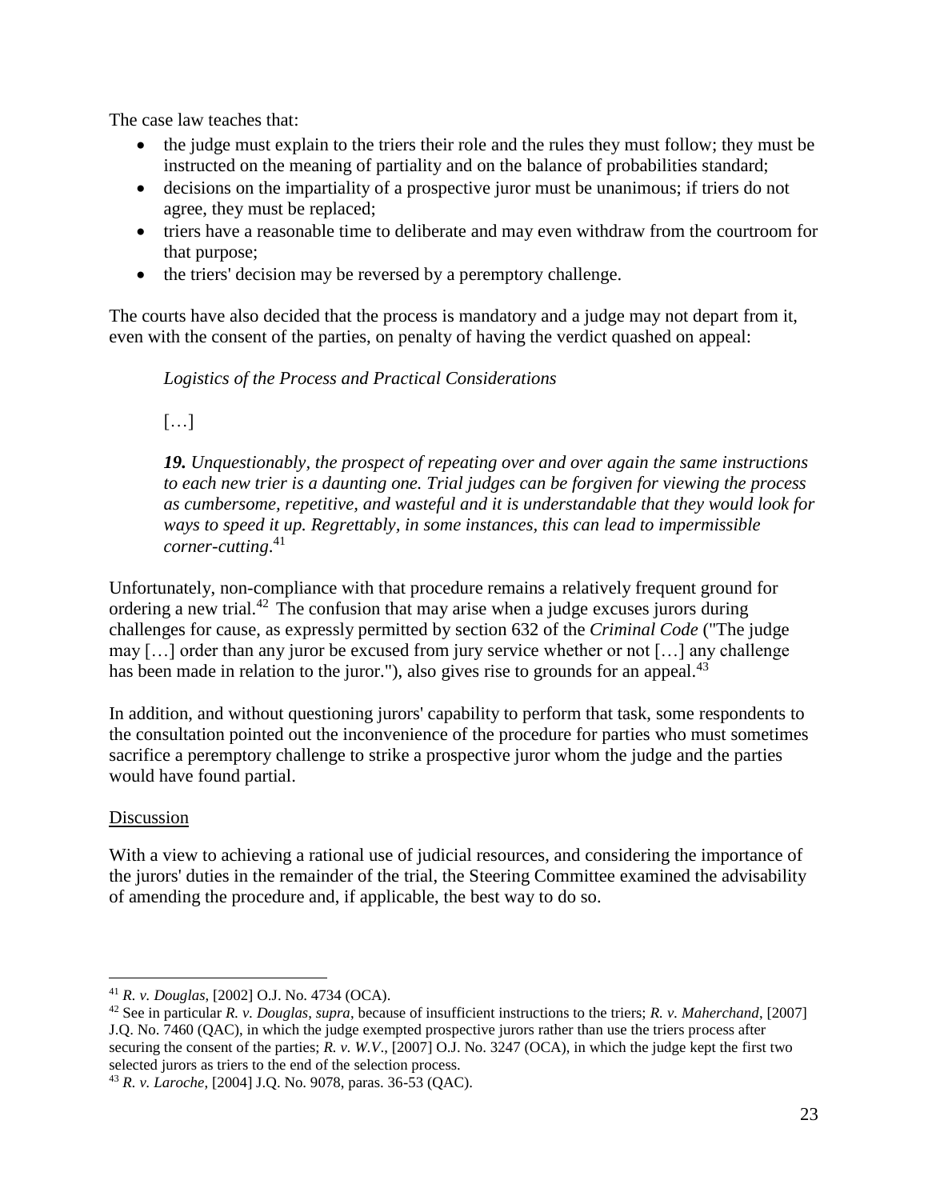The case law teaches that:

- the judge must explain to the triers their role and the rules they must follow; they must be instructed on the meaning of partiality and on the balance of probabilities standard;
- decisions on the impartiality of a prospective juror must be unanimous; if triers do not agree, they must be replaced;
- triers have a reasonable time to deliberate and may even withdraw from the courtroom for that purpose;
- the triers' decision may be reversed by a peremptory challenge.

The courts have also decided that the process is mandatory and a judge may not depart from it, even with the consent of the parties, on penalty of having the verdict quashed on appeal:

> *Logistics of the Process and Practical Considerations*
>
> […]
>
> ***19.*** *Unquestionably, the prospect of repeating over and over again the same instructions to each new trier is a daunting one. Trial judges can be forgiven for viewing the process as cumbersome, repetitive, and wasteful and it is understandable that they would look for ways to speed it up. Regrettably, in some instances, this can lead to impermissible corner-cutting.*[41]

Unfortunately, non-compliance with that procedure remains a relatively frequent ground for ordering a new trial.[42] The confusion that may arise when a judge excuses jurors during challenges for cause, as expressly permitted by section 632 of the *Criminal Code* ("The judge may […] order than any juror be excused from jury service whether or not […] any challenge has been made in relation to the juror."), also gives rise to grounds for an appeal.[43]

In addition, and without questioning jurors' capability to perform that task, some respondents to the consultation pointed out the inconvenience of the procedure for parties who must sometimes sacrifice a peremptory challenge to strike a prospective juror whom the judge and the parties would have found partial.

<u>Discussion</u>

With a view to achieving a rational use of judicial resources, and considering the importance of the jurors' duties in the remainder of the trial, the Steering Committee examined the advisability of amending the procedure and, if applicable, the best way to do so.

---

[41] *R. v. Douglas*, [2002] O.J. No. 4734 (OCA).

[42] See in particular *R. v. Douglas*, *supra*, because of insufficient instructions to the triers; *R. v. Maherchand*, [2007] J.Q. No. 7460 (QAC), in which the judge exempted prospective jurors rather than use the triers process after securing the consent of the parties; *R. v. W.V.*, [2007] O.J. No. 3247 (OCA), in which the judge kept the first two selected jurors as triers to the end of the selection process.

[43] *R. v. Laroche*, [2004] J.Q. No. 9078, paras. 36-53 (QAC).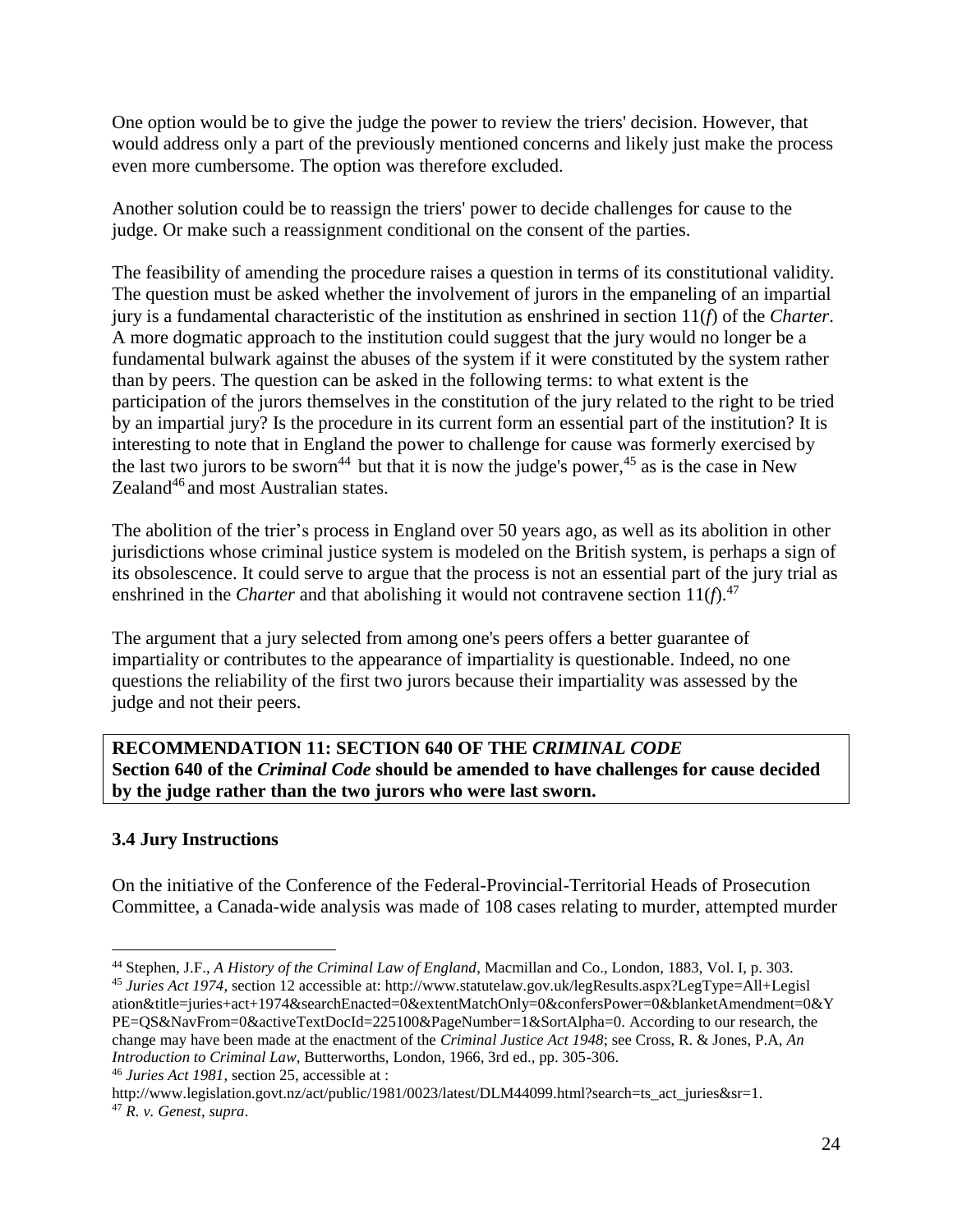One option would be to give the judge the power to review the triers' decision. However, that would address only a part of the previously mentioned concerns and likely just make the process even more cumbersome. The option was therefore excluded.

Another solution could be to reassign the triers' power to decide challenges for cause to the judge. Or make such a reassignment conditional on the consent of the parties.

The feasibility of amending the procedure raises a question in terms of its constitutional validity. The question must be asked whether the involvement of jurors in the empaneling of an impartial jury is a fundamental characteristic of the institution as enshrined in section 11(*f*) of the *Charter*. A more dogmatic approach to the institution could suggest that the jury would no longer be a fundamental bulwark against the abuses of the system if it were constituted by the system rather than by peers. The question can be asked in the following terms: to what extent is the participation of the jurors themselves in the constitution of the jury related to the right to be tried by an impartial jury? Is the procedure in its current form an essential part of the institution? It is interesting to note that in England the power to challenge for cause was formerly exercised by the last two jurors to be sworn[44] but that it is now the judge's power,[45] as is the case in New Zealand[46] and most Australian states.

The abolition of the trier's process in England over 50 years ago, as well as its abolition in other jurisdictions whose criminal justice system is modeled on the British system, is perhaps a sign of its obsolescence. It could serve to argue that the process is not an essential part of the jury trial as enshrined in the *Charter* and that abolishing it would not contravene section 11(*f*).[47]

The argument that a jury selected from among one's peers offers a better guarantee of impartiality or contributes to the appearance of impartiality is questionable. Indeed, no one questions the reliability of the first two jurors because their impartiality was assessed by the judge and not their peers.

**RECOMMENDATION 11: SECTION 640 OF THE *CRIMINAL CODE***
**Section 640 of the *Criminal Code* should be amended to have challenges for cause decided by the judge rather than the two jurors who were last sworn.**

### 3.4 Jury Instructions

On the initiative of the Conference of the Federal-Provincial-Territorial Heads of Prosecution Committee, a Canada-wide analysis was made of 108 cases relating to murder, attempted murder

---

[44] Stephen, J.F., *A History of the Criminal Law of England*, Macmillan and Co., London, 1883, Vol. I, p. 303.

[45] *Juries Act 1974*, section 12 accessible at: http://www.statutelaw.gov.uk/legResults.aspx?LegType=All+Legislation&title=juries+act+1974&searchEnacted=0&extentMatchOnly=0&confersPower=0&blanketAmendment=0&YPE=QS&NavFrom=0&activeTextDocId=225100&PageNumber=1&SortAlpha=0. According to our research, the change may have been made at the enactment of the *Criminal Justice Act 1948*; see Cross, R. & Jones, P.A, *An Introduction to Criminal Law*, Butterworths, London, 1966, 3rd ed., pp. 305-306.

[46] *Juries Act 1981*, section 25, accessible at : http://www.legislation.govt.nz/act/public/1981/0023/latest/DLM44099.html?search=ts_act_juries&sr=1.

[47] *R. v. Genest*, *supra*.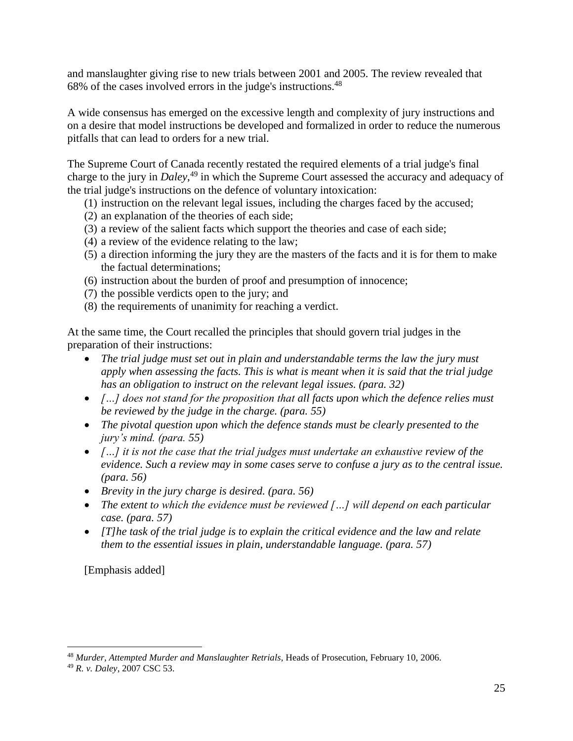and manslaughter giving rise to new trials between 2001 and 2005. The review revealed that 68% of the cases involved errors in the judge's instructions.[48]

A wide consensus has emerged on the excessive length and complexity of jury instructions and on a desire that model instructions be developed and formalized in order to reduce the numerous pitfalls that can lead to orders for a new trial.

The Supreme Court of Canada recently restated the required elements of a trial judge's final charge to the jury in *Daley*,[49] in which the Supreme Court assessed the accuracy and adequacy of the trial judge's instructions on the defence of voluntary intoxication:

(1) instruction on the relevant legal issues, including the charges faced by the accused;
(2) an explanation of the theories of each side;
(3) a review of the salient facts which support the theories and case of each side;
(4) a review of the evidence relating to the law;
(5) a direction informing the jury they are the masters of the facts and it is for them to make the factual determinations;
(6) instruction about the burden of proof and presumption of innocence;
(7) the possible verdicts open to the jury; and
(8) the requirements of unanimity for reaching a verdict.

At the same time, the Court recalled the principles that should govern trial judges in the preparation of their instructions:

- *The trial judge must set out in plain and understandable terms the law the jury must apply when assessing the facts. This is what is meant when it is said that the trial judge has an obligation to instruct on the relevant legal issues. (para. 32)*
- *[…] does not stand for the proposition that* all facts upon which the defence relies must be reviewed by the judge in the charge. *(para. 55)*
- *The pivotal question upon which the defence stands must be clearly presented to the jury's mind. (para. 55)*
- *[…] it is not the case that the trial judges must undertake an exhaustive* review of the evidence. Such a review may in some cases serve to confuse a jury as to the central issue. *(para. 56)*
- *Brevity in the jury charge is desired. (para. 56)*
- *The extent to which the evidence must be reviewed […] will depend on* each particular case. *(para. 57)*
- *[T]he task of the trial judge is to explain the critical evidence and the law and relate them to the essential issues in plain, understandable language. (para. 57)*

[Emphasis added]

---

[48] *Murder, Attempted Murder and Manslaughter Retrials*, Heads of Prosecution, February 10, 2006.

[49] *R. v. Daley*, 2007 CSC 53.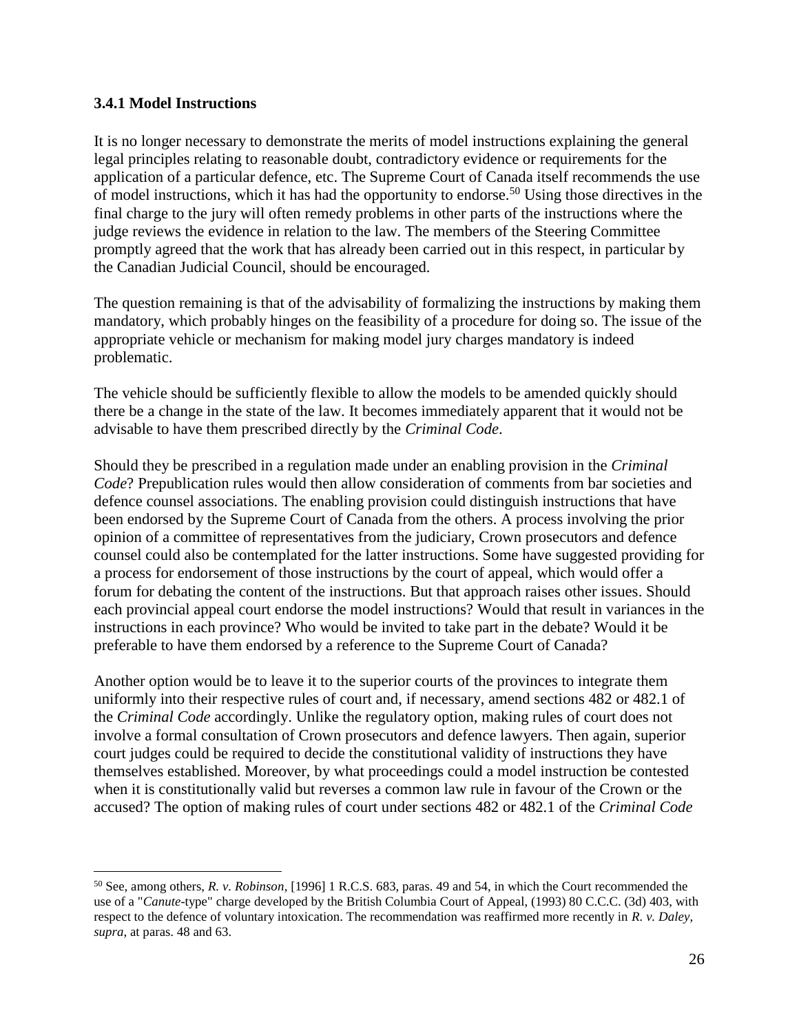### 3.4.1 Model Instructions

It is no longer necessary to demonstrate the merits of model instructions explaining the general legal principles relating to reasonable doubt, contradictory evidence or requirements for the application of a particular defence, etc. The Supreme Court of Canada itself recommends the use of model instructions, which it has had the opportunity to endorse.[50] Using those directives in the final charge to the jury will often remedy problems in other parts of the instructions where the judge reviews the evidence in relation to the law. The members of the Steering Committee promptly agreed that the work that has already been carried out in this respect, in particular by the Canadian Judicial Council, should be encouraged.

The question remaining is that of the advisability of formalizing the instructions by making them mandatory, which probably hinges on the feasibility of a procedure for doing so. The issue of the appropriate vehicle or mechanism for making model jury charges mandatory is indeed problematic.

The vehicle should be sufficiently flexible to allow the models to be amended quickly should there be a change in the state of the law. It becomes immediately apparent that it would not be advisable to have them prescribed directly by the *Criminal Code*.

Should they be prescribed in a regulation made under an enabling provision in the *Criminal Code*? Prepublication rules would then allow consideration of comments from bar societies and defence counsel associations. The enabling provision could distinguish instructions that have been endorsed by the Supreme Court of Canada from the others. A process involving the prior opinion of a committee of representatives from the judiciary, Crown prosecutors and defence counsel could also be contemplated for the latter instructions. Some have suggested providing for a process for endorsement of those instructions by the court of appeal, which would offer a forum for debating the content of the instructions. But that approach raises other issues. Should each provincial appeal court endorse the model instructions? Would that result in variances in the instructions in each province? Who would be invited to take part in the debate? Would it be preferable to have them endorsed by a reference to the Supreme Court of Canada?

Another option would be to leave it to the superior courts of the provinces to integrate them uniformly into their respective rules of court and, if necessary, amend sections 482 or 482.1 of the *Criminal Code* accordingly. Unlike the regulatory option, making rules of court does not involve a formal consultation of Crown prosecutors and defence lawyers. Then again, superior court judges could be required to decide the constitutional validity of instructions they have themselves established. Moreover, by what proceedings could a model instruction be contested when it is constitutionally valid but reverses a common law rule in favour of the Crown or the accused? The option of making rules of court under sections 482 or 482.1 of the *Criminal Code*

---

[50] See, among others, *R. v. Robinson*, [1996] 1 R.C.S. 683, paras. 49 and 54, in which the Court recommended the use of a "*Canute*-type" charge developed by the British Columbia Court of Appeal, (1993) 80 C.C.C. (3d) 403, with respect to the defence of voluntary intoxication. The recommendation was reaffirmed more recently in *R. v. Daley*, *supra*, at paras. 48 and 63.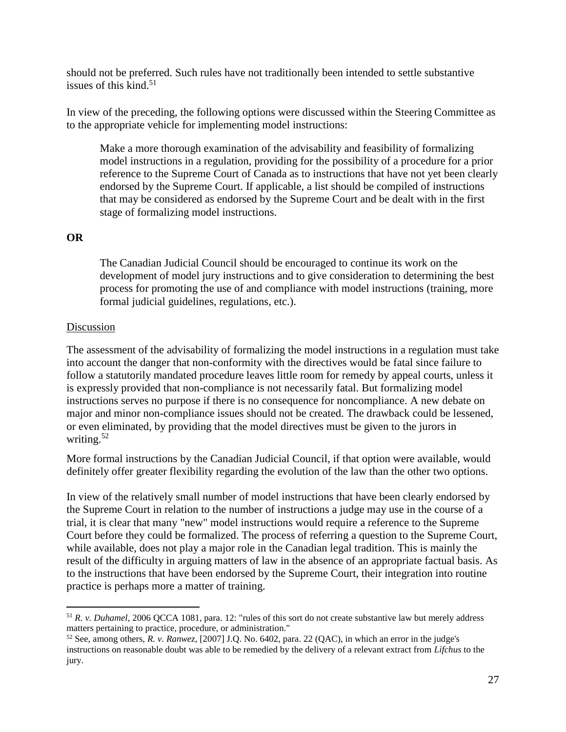should not be preferred. Such rules have not traditionally been intended to settle substantive issues of this kind.[51]

In view of the preceding, the following options were discussed within the Steering Committee as to the appropriate vehicle for implementing model instructions:

> Make a more thorough examination of the advisability and feasibility of formalizing model instructions in a regulation, providing for the possibility of a procedure for a prior reference to the Supreme Court of Canada as to instructions that have not yet been clearly endorsed by the Supreme Court. If applicable, a list should be compiled of instructions that may be considered as endorsed by the Supreme Court and be dealt with in the first stage of formalizing model instructions.

**OR**

> The Canadian Judicial Council should be encouraged to continue its work on the development of model jury instructions and to give consideration to determining the best process for promoting the use of and compliance with model instructions (training, more formal judicial guidelines, regulations, etc.).

<u>Discussion</u>

The assessment of the advisability of formalizing the model instructions in a regulation must take into account the danger that non-conformity with the directives would be fatal since failure to follow a statutorily mandated procedure leaves little room for remedy by appeal courts, unless it is expressly provided that non-compliance is not necessarily fatal. But formalizing model instructions serves no purpose if there is no consequence for noncompliance. A new debate on major and minor non-compliance issues should not be created. The drawback could be lessened, or even eliminated, by providing that the model directives must be given to the jurors in writing.[52]

More formal instructions by the Canadian Judicial Council, if that option were available, would definitely offer greater flexibility regarding the evolution of the law than the other two options.

In view of the relatively small number of model instructions that have been clearly endorsed by the Supreme Court in relation to the number of instructions a judge may use in the course of a trial, it is clear that many "new" model instructions would require a reference to the Supreme Court before they could be formalized. The process of referring a question to the Supreme Court, while available, does not play a major role in the Canadian legal tradition. This is mainly the result of the difficulty in arguing matters of law in the absence of an appropriate factual basis. As to the instructions that have been endorsed by the Supreme Court, their integration into routine practice is perhaps more a matter of training.

---

[51] *R. v. Duhamel*, 2006 QCCA 1081, para. 12: "rules of this sort do not create substantive law but merely address matters pertaining to practice, procedure, or administration."

[52] See, among others, *R. v. Ranwez*, [2007] J.Q. No. 6402, para. 22 (QAC), in which an error in the judge's instructions on reasonable doubt was able to be remedied by the delivery of a relevant extract from *Lifchus* to the jury.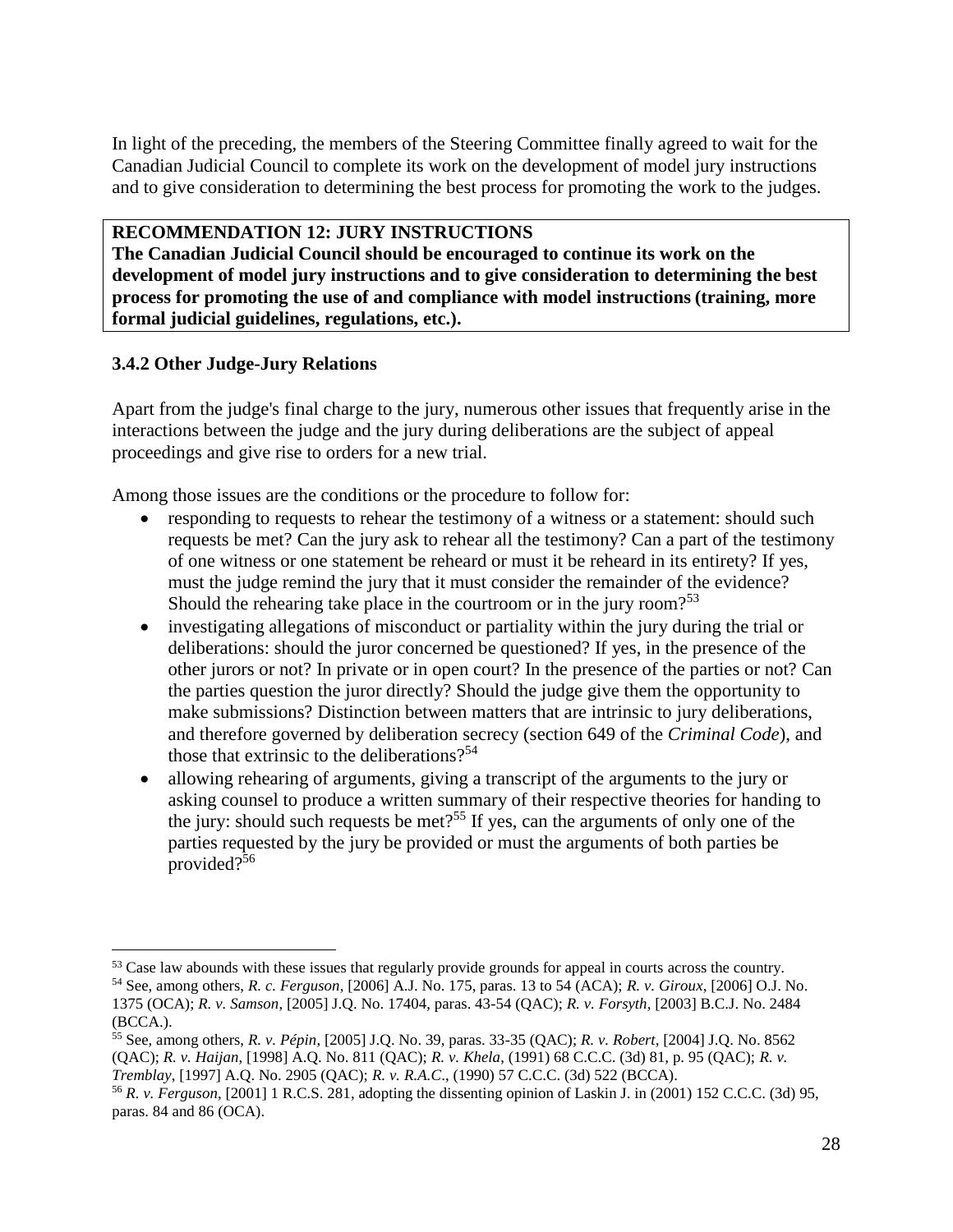In light of the preceding, the members of the Steering Committee finally agreed to wait for the Canadian Judicial Council to complete its work on the development of model jury instructions and to give consideration to determining the best process for promoting the work to the judges.

**RECOMMENDATION 12: JURY INSTRUCTIONS**
**The Canadian Judicial Council should be encouraged to continue its work on the development of model jury instructions and to give consideration to determining the best process for promoting the use of and compliance with model instructions (training, more formal judicial guidelines, regulations, etc.).**

### 3.4.2 Other Judge-Jury Relations

Apart from the judge's final charge to the jury, numerous other issues that frequently arise in the interactions between the judge and the jury during deliberations are the subject of appeal proceedings and give rise to orders for a new trial.

Among those issues are the conditions or the procedure to follow for:

- responding to requests to rehear the testimony of a witness or a statement: should such requests be met? Can the jury ask to rehear all the testimony? Can a part of the testimony of one witness or one statement be reheard or must it be reheard in its entirety? If yes, must the judge remind the jury that it must consider the remainder of the evidence? Should the rehearing take place in the courtroom or in the jury room?[53]
- investigating allegations of misconduct or partiality within the jury during the trial or deliberations: should the juror concerned be questioned? If yes, in the presence of the other jurors or not? In private or in open court? In the presence of the parties or not? Can the parties question the juror directly? Should the judge give them the opportunity to make submissions? Distinction between matters that are intrinsic to jury deliberations, and therefore governed by deliberation secrecy (section 649 of the *Criminal Code*), and those that extrinsic to the deliberations?[54]
- allowing rehearing of arguments, giving a transcript of the arguments to the jury or asking counsel to produce a written summary of their respective theories for handing to the jury: should such requests be met?[55] If yes, can the arguments of only one of the parties requested by the jury be provided or must the arguments of both parties be provided?[56]

---

[53] Case law abounds with these issues that regularly provide grounds for appeal in courts across the country.

[54] See, among others, *R. c. Ferguson*, [2006] A.J. No. 175, paras. 13 to 54 (ACA); *R. v. Giroux*, [2006] O.J. No. 1375 (OCA); *R. v. Samson*, [2005] J.Q. No. 17404, paras. 43-54 (QAC); *R. v. Forsyth*, [2003] B.C.J. No. 2484 (BCCA.).

[55] See, among others, *R. v. Pépin*, [2005] J.Q. No. 39, paras. 33-35 (QAC); *R. v. Robert*, [2004] J.Q. No. 8562 (QAC); *R. v. Haijan*, [1998] A.Q. No. 811 (QAC); *R. v. Khela*, (1991) 68 C.C.C. (3d) 81, p. 95 (QAC); *R. v. Tremblay*, [1997] A.Q. No. 2905 (QAC); *R. v. R.A.C.*, (1990) 57 C.C.C. (3d) 522 (BCCA).

[56] *R. v. Ferguson*, [2001] 1 R.C.S. 281, adopting the dissenting opinion of Laskin J. in (2001) 152 C.C.C. (3d) 95, paras. 84 and 86 (OCA).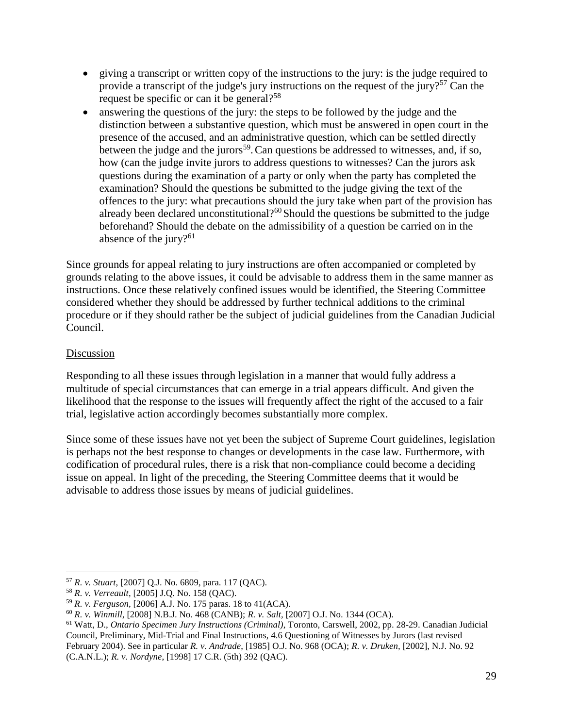- giving a transcript or written copy of the instructions to the jury: is the judge required to provide a transcript of the judge's jury instructions on the request of the jury?[57] Can the request be specific or can it be general?[58]
- answering the questions of the jury: the steps to be followed by the judge and the distinction between a substantive question, which must be answered in open court in the presence of the accused, and an administrative question, which can be settled directly between the judge and the jurors[59]. Can questions be addressed to witnesses, and, if so, how (can the judge invite jurors to address questions to witnesses? Can the jurors ask questions during the examination of a party or only when the party has completed the examination? Should the questions be submitted to the judge giving the text of the offences to the jury: what precautions should the jury take when part of the provision has already been declared unconstitutional?[60] Should the questions be submitted to the judge beforehand? Should the debate on the admissibility of a question be carried on in the absence of the jury?[61]

Since grounds for appeal relating to jury instructions are often accompanied or completed by grounds relating to the above issues, it could be advisable to address them in the same manner as instructions. Once these relatively confined issues would be identified, the Steering Committee considered whether they should be addressed by further technical additions to the criminal procedure or if they should rather be the subject of judicial guidelines from the Canadian Judicial Council.

Discussion

Responding to all these issues through legislation in a manner that would fully address a multitude of special circumstances that can emerge in a trial appears difficult. And given the likelihood that the response to the issues will frequently affect the right of the accused to a fair trial, legislative action accordingly becomes substantially more complex.

Since some of these issues have not yet been the subject of Supreme Court guidelines, legislation is perhaps not the best response to changes or developments in the case law. Furthermore, with codification of procedural rules, there is a risk that non-compliance could become a deciding issue on appeal. In light of the preceding, the Steering Committee deems that it would be advisable to address those issues by means of judicial guidelines.

---

[57] *R. v. Stuart*, [2007] Q.J. No. 6809, para. 117 (QAC).

[58] *R. v. Verreault*, [2005] J.Q. No. 158 (QAC).

[59] *R. v. Ferguson*, [2006] A.J. No. 175 paras. 18 to 41(ACA).

[60] *R. v. Winmill*, [2008] N.B.J. No. 468 (CANB); *R. v. Salt*, [2007] O.J. No. 1344 (OCA).

[61] Watt, D., *Ontario Specimen Jury Instructions (Criminal)*, Toronto, Carswell, 2002, pp. 28-29. Canadian Judicial Council, Preliminary, Mid-Trial and Final Instructions, 4.6 Questioning of Witnesses by Jurors (last revised February 2004). See in particular *R. v. Andrade*, [1985] O.J. No. 968 (OCA); *R. v. Druken*, [2002], N.J. No. 92 (C.A.N.L.); *R. v. Nordyne*, [1998] 17 C.R. (5th) 392 (QAC).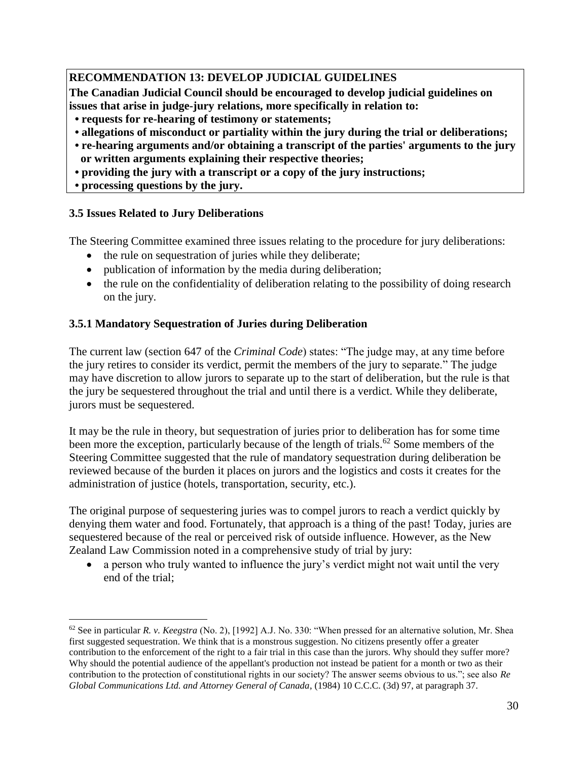**RECOMMENDATION 13: DEVELOP JUDICIAL GUIDELINES**

**The Canadian Judicial Council should be encouraged to develop judicial guidelines on issues that arise in judge-jury relations, more specifically in relation to:**

- **requests for re-hearing of testimony or statements;**
- **allegations of misconduct or partiality within the jury during the trial or deliberations;**
- **re-hearing arguments and/or obtaining a transcript of the parties' arguments to the jury or written arguments explaining their respective theories;**
- **providing the jury with a transcript or a copy of the jury instructions;**
- **processing questions by the jury.**

### 3.5 Issues Related to Jury Deliberations

The Steering Committee examined three issues relating to the procedure for jury deliberations:

- the rule on sequestration of juries while they deliberate;
- publication of information by the media during deliberation;
- the rule on the confidentiality of deliberation relating to the possibility of doing research on the jury.

#### 3.5.1 Mandatory Sequestration of Juries during Deliberation

The current law (section 647 of the *Criminal Code*) states: "The judge may, at any time before the jury retires to consider its verdict, permit the members of the jury to separate." The judge may have discretion to allow jurors to separate up to the start of deliberation, but the rule is that the jury be sequestered throughout the trial and until there is a verdict. While they deliberate, jurors must be sequestered.

It may be the rule in theory, but sequestration of juries prior to deliberation has for some time been more the exception, particularly because of the length of trials.[62] Some members of the Steering Committee suggested that the rule of mandatory sequestration during deliberation be reviewed because of the burden it places on jurors and the logistics and costs it creates for the administration of justice (hotels, transportation, security, etc.).

The original purpose of sequestering juries was to compel jurors to reach a verdict quickly by denying them water and food. Fortunately, that approach is a thing of the past! Today, juries are sequestered because of the real or perceived risk of outside influence. However, as the New Zealand Law Commission noted in a comprehensive study of trial by jury:

- a person who truly wanted to influence the jury's verdict might not wait until the very end of the trial;

[62] See in particular *R. v. Keegstra* (No. 2), [1992] A.J. No. 330: "When pressed for an alternative solution, Mr. Shea first suggested sequestration. We think that is a monstrous suggestion. No citizens presently offer a greater contribution to the enforcement of the right to a fair trial in this case than the jurors. Why should they suffer more? Why should the potential audience of the appellant's production not instead be patient for a month or two as their contribution to the protection of constitutional rights in our society? The answer seems obvious to us."; see also *Re Global Communications Ltd. and Attorney General of Canada*, (1984) 10 C.C.C. (3d) 97, at paragraph 37.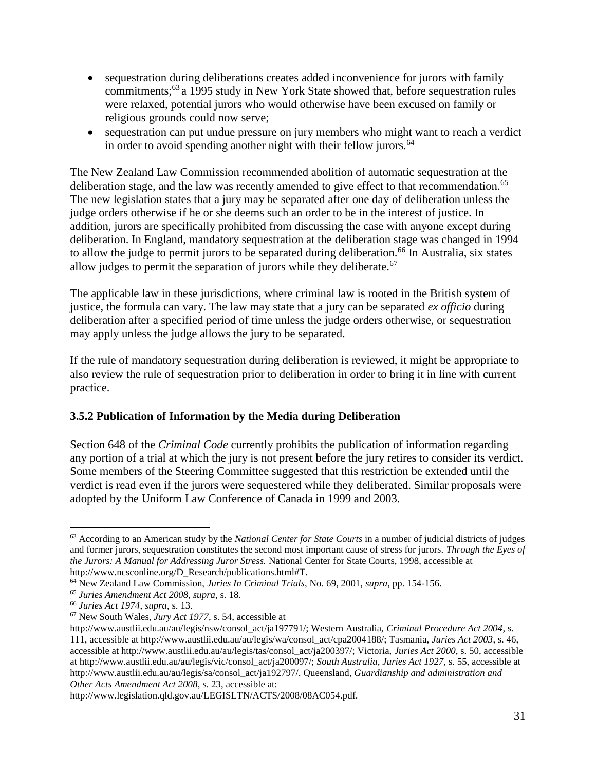- sequestration during deliberations creates added inconvenience for jurors with family commitments;[63] a 1995 study in New York State showed that, before sequestration rules were relaxed, potential jurors who would otherwise have been excused on family or religious grounds could now serve;
- sequestration can put undue pressure on jury members who might want to reach a verdict in order to avoid spending another night with their fellow jurors.[64]

The New Zealand Law Commission recommended abolition of automatic sequestration at the deliberation stage, and the law was recently amended to give effect to that recommendation.[65] The new legislation states that a jury may be separated after one day of deliberation unless the judge orders otherwise if he or she deems such an order to be in the interest of justice. In addition, jurors are specifically prohibited from discussing the case with anyone except during deliberation. In England, mandatory sequestration at the deliberation stage was changed in 1994 to allow the judge to permit jurors to be separated during deliberation.[66] In Australia, six states allow judges to permit the separation of jurors while they deliberate.[67]

The applicable law in these jurisdictions, where criminal law is rooted in the British system of justice, the formula can vary. The law may state that a jury can be separated *ex officio* during deliberation after a specified period of time unless the judge orders otherwise, or sequestration may apply unless the judge allows the jury to be separated.

If the rule of mandatory sequestration during deliberation is reviewed, it might be appropriate to also review the rule of sequestration prior to deliberation in order to bring it in line with current practice.

### 3.5.2 Publication of Information by the Media during Deliberation

Section 648 of the *Criminal Code* currently prohibits the publication of information regarding any portion of a trial at which the jury is not present before the jury retires to consider its verdict. Some members of the Steering Committee suggested that this restriction be extended until the verdict is read even if the jurors were sequestered while they deliberated. Similar proposals were adopted by the Uniform Law Conference of Canada in 1999 and 2003.

---

[63] According to an American study by the *National Center for State Courts* in a number of judicial districts of judges and former jurors, sequestration constitutes the second most important cause of stress for jurors. *Through the Eyes of the Jurors: A Manual for Addressing Juror Stress.* National Center for State Courts, 1998, accessible at http://www.ncsconline.org/D_Research/publications.html#T.

[64] New Zealand Law Commission, *Juries In Criminal Trials*, No. 69, 2001, *supra*, pp. 154-156.

[65] *Juries Amendment Act 2008*, *supra*, s. 18.

[66] *Juries Act 1974*, *supra*, s. 13.

[67] New South Wales, *Jury Act 1977*, s. 54, accessible at http://www.austlii.edu.au/au/legis/nsw/consol_act/ja197791/; Western Australia, *Criminal Procedure Act 2004*, s. 111, accessible at http://www.austlii.edu.au/au/legis/wa/consol_act/cpa2004188/; Tasmania, *Juries Act 2003*, s. 46, accessible at http://www.austlii.edu.au/au/legis/tas/consol_act/ja200397/; Victoria, *Juries Act 2000*, s. 50, accessible at http://www.austlii.edu.au/au/legis/vic/consol_act/ja200097/; *South Australia, Juries Act 1927*, s. 55, accessible at http://www.austlii.edu.au/au/legis/sa/consol_act/ja192797/. Queensland, *Guardianship and administration and Other Acts Amendment Act 2008*, s. 23, accessible at: http://www.legislation.qld.gov.au/LEGISLTN/ACTS/2008/08AC054.pdf.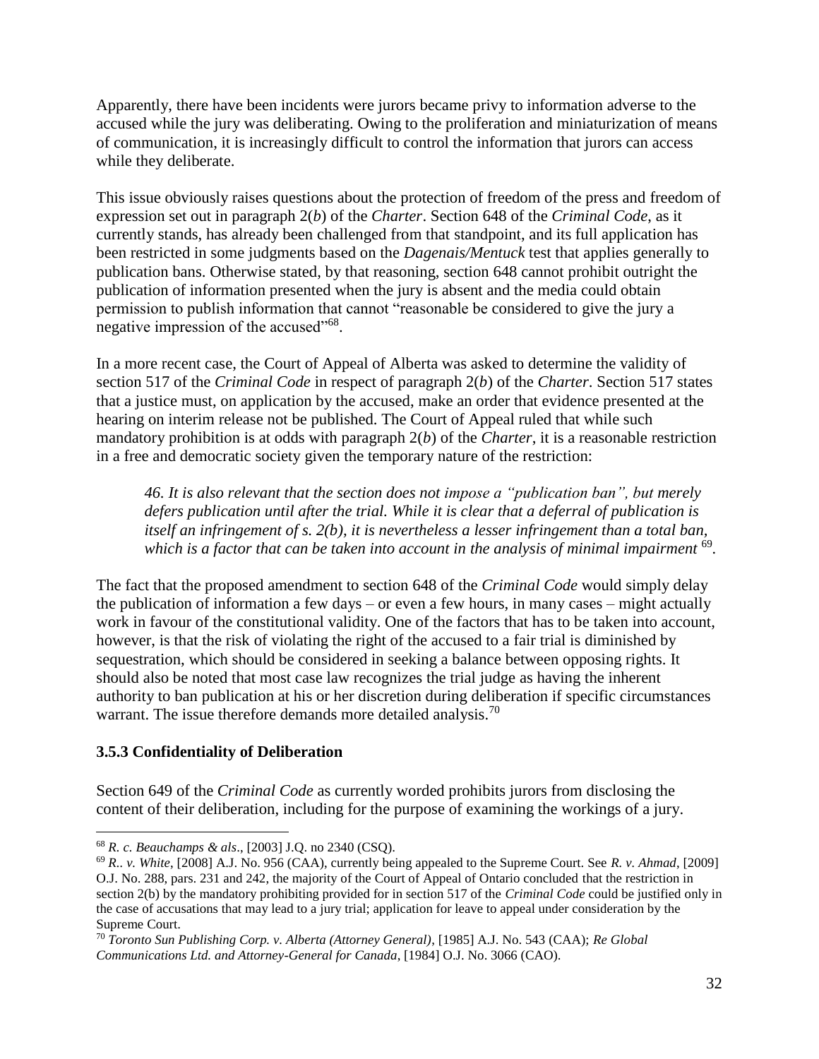Apparently, there have been incidents were jurors became privy to information adverse to the accused while the jury was deliberating. Owing to the proliferation and miniaturization of means of communication, it is increasingly difficult to control the information that jurors can access while they deliberate.

This issue obviously raises questions about the protection of freedom of the press and freedom of expression set out in paragraph 2(*b*) of the *Charter*. Section 648 of the *Criminal Code*, as it currently stands, has already been challenged from that standpoint, and its full application has been restricted in some judgments based on the *Dagenais/Mentuck* test that applies generally to publication bans. Otherwise stated, by that reasoning, section 648 cannot prohibit outright the publication of information presented when the jury is absent and the media could obtain permission to publish information that cannot "reasonable be considered to give the jury a negative impression of the accused"[68].

In a more recent case, the Court of Appeal of Alberta was asked to determine the validity of section 517 of the *Criminal Code* in respect of paragraph 2(*b*) of the *Charter*. Section 517 states that a justice must, on application by the accused, make an order that evidence presented at the hearing on interim release not be published. The Court of Appeal ruled that while such mandatory prohibition is at odds with paragraph 2(*b*) of the *Charter*, it is a reasonable restriction in a free and democratic society given the temporary nature of the restriction:

> *46. It is also relevant that the section does not impose a "publication ban", but merely defers publication until after the trial. While it is clear that a deferral of publication is itself an infringement of s. 2(b), it is nevertheless a lesser infringement than a total ban, which is a factor that can be taken into account in the analysis of minimal impairment* [69].

The fact that the proposed amendment to section 648 of the *Criminal Code* would simply delay the publication of information a few days – or even a few hours, in many cases – might actually work in favour of the constitutional validity. One of the factors that has to be taken into account, however, is that the risk of violating the right of the accused to a fair trial is diminished by sequestration, which should be considered in seeking a balance between opposing rights. It should also be noted that most case law recognizes the trial judge as having the inherent authority to ban publication at his or her discretion during deliberation if specific circumstances warrant. The issue therefore demands more detailed analysis.[70]

### 3.5.3 Confidentiality of Deliberation

Section 649 of the *Criminal Code* as currently worded prohibits jurors from disclosing the content of their deliberation, including for the purpose of examining the workings of a jury.

---

[68] *R. c. Beauchamps & als*., [2003] J.Q. no 2340 (CSQ).

[69] *R.. v. White*, [2008] A.J. No. 956 (CAA), currently being appealed to the Supreme Court. See *R. v. Ahmad*, [2009] O.J. No. 288, pars. 231 and 242, the majority of the Court of Appeal of Ontario concluded that the restriction in section 2(b) by the mandatory prohibiting provided for in section 517 of the *Criminal Code* could be justified only in the case of accusations that may lead to a jury trial; application for leave to appeal under consideration by the Supreme Court.

[70] *Toronto Sun Publishing Corp. v. Alberta (Attorney General)*, [1985] A.J. No. 543 (CAA); *Re Global Communications Ltd. and Attorney-General for Canada*, [1984] O.J. No. 3066 (CAO).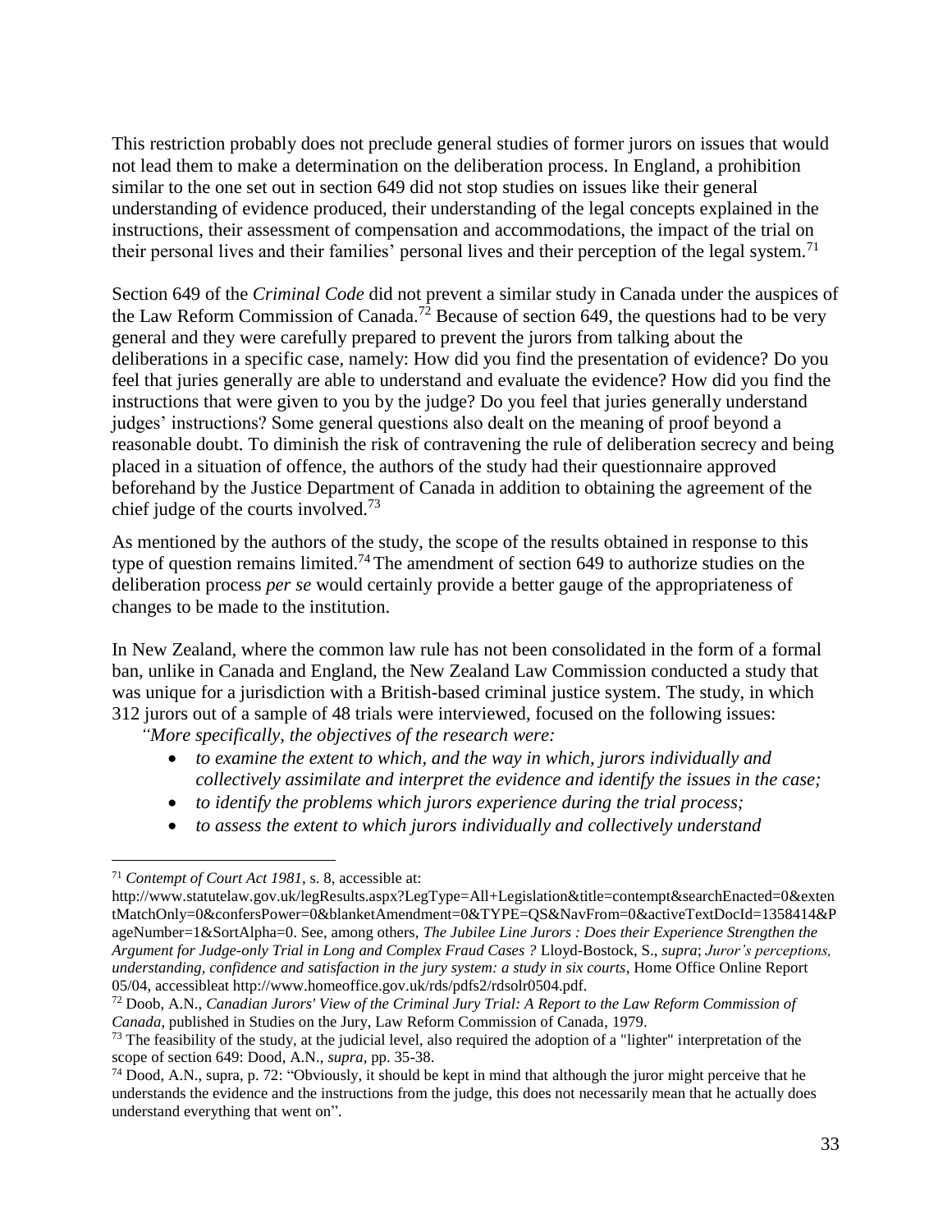This restriction probably does not preclude general studies of former jurors on issues that would not lead them to make a determination on the deliberation process. In England, a prohibition similar to the one set out in section 649 did not stop studies on issues like their general understanding of evidence produced, their understanding of the legal concepts explained in the instructions, their assessment of compensation and accommodations, the impact of the trial on their personal lives and their families' personal lives and their perception of the legal system.[71]

Section 649 of the *Criminal Code* did not prevent a similar study in Canada under the auspices of the Law Reform Commission of Canada.[72] Because of section 649, the questions had to be very general and they were carefully prepared to prevent the jurors from talking about the deliberations in a specific case, namely: How did you find the presentation of evidence? Do you feel that juries generally are able to understand and evaluate the evidence? How did you find the instructions that were given to you by the judge? Do you feel that juries generally understand judges' instructions? Some general questions also dealt on the meaning of proof beyond a reasonable doubt. To diminish the risk of contravening the rule of deliberation secrecy and being placed in a situation of offence, the authors of the study had their questionnaire approved beforehand by the Justice Department of Canada in addition to obtaining the agreement of the chief judge of the courts involved.[73]

As mentioned by the authors of the study, the scope of the results obtained in response to this type of question remains limited.[74] The amendment of section 649 to authorize studies on the deliberation process *per se* would certainly provide a better gauge of the appropriateness of changes to be made to the institution.

In New Zealand, where the common law rule has not been consolidated in the form of a formal ban, unlike in Canada and England, the New Zealand Law Commission conducted a study that was unique for a jurisdiction with a British-based criminal justice system. The study, in which 312 jurors out of a sample of 48 trials were interviewed, focused on the following issues:

*"More specifically, the objectives of the research were:*

- *to examine the extent to which, and the way in which, jurors individually and collectively assimilate and interpret the evidence and identify the issues in the case;*
- *to identify the problems which jurors experience during the trial process;*
- *to assess the extent to which jurors individually and collectively understand*

---

[71] *Contempt of Court Act 1981*, s. 8, accessible at: http://www.statutelaw.gov.uk/legResults.aspx?LegType=All+Legislation&title=contempt&searchEnacted=0&extentMatchOnly=0&confersPower=0&blanketAmendment=0&TYPE=QS&NavFrom=0&activeTextDocId=1358414&PageNumber=1&SortAlpha=0. See, among others, *The Jubilee Line Jurors : Does their Experience Strengthen the Argument for Judge-only Trial in Long and Complex Fraud Cases ?* Lloyd-Bostock, S., *supra*; *Juror's perceptions, understanding, confidence and satisfaction in the jury system: a study in six courts*, Home Office Online Report 05/04, accessibleat http://www.homeoffice.gov.uk/rds/pdfs2/rdsolr0504.pdf.

[72] Doob, A.N., *Canadian Jurors' View of the Criminal Jury Trial: A Report to the Law Reform Commission of Canada,* published in Studies on the Jury, Law Reform Commission of Canada, 1979.

[73] The feasibility of the study, at the judicial level, also required the adoption of a "lighter" interpretation of the scope of section 649: Dood, A.N., *supra*, pp. 35-38.

[74] Dood, A.N., supra, p. 72: "Obviously, it should be kept in mind that although the juror might perceive that he understands the evidence and the instructions from the judge, this does not necessarily mean that he actually does understand everything that went on".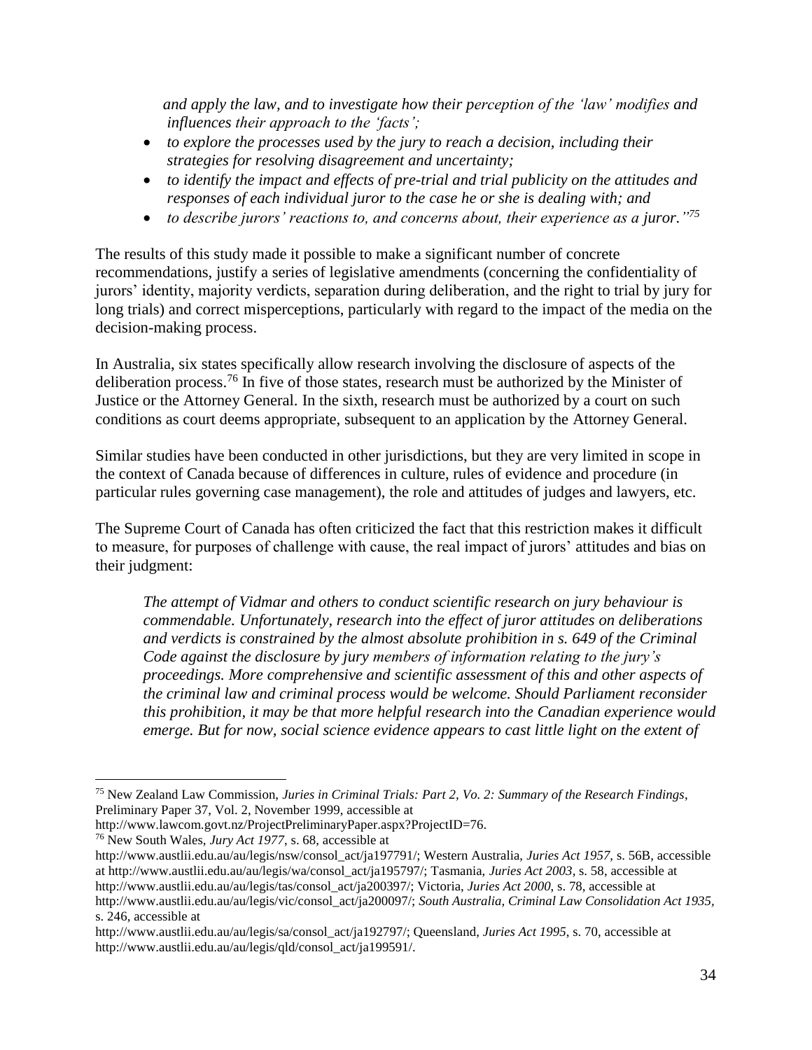*and apply the law, and to investigate how their perception of the 'law' modifies and influences their approach to the 'facts';*

- *to explore the processes used by the jury to reach a decision, including their strategies for resolving disagreement and uncertainty;*
- *to identify the impact and effects of pre-trial and trial publicity on the attitudes and responses of each individual juror to the case he or she is dealing with; and*
- *to describe jurors' reactions to, and concerns about, their experience as a juror."*[75]

The results of this study made it possible to make a significant number of concrete recommendations, justify a series of legislative amendments (concerning the confidentiality of jurors' identity, majority verdicts, separation during deliberation, and the right to trial by jury for long trials) and correct misperceptions, particularly with regard to the impact of the media on the decision-making process.

In Australia, six states specifically allow research involving the disclosure of aspects of the deliberation process.[76] In five of those states, research must be authorized by the Minister of Justice or the Attorney General. In the sixth, research must be authorized by a court on such conditions as court deems appropriate, subsequent to an application by the Attorney General.

Similar studies have been conducted in other jurisdictions, but they are very limited in scope in the context of Canada because of differences in culture, rules of evidence and procedure (in particular rules governing case management), the role and attitudes of judges and lawyers, etc.

The Supreme Court of Canada has often criticized the fact that this restriction makes it difficult to measure, for purposes of challenge with cause, the real impact of jurors' attitudes and bias on their judgment:

> *The attempt of Vidmar and others to conduct scientific research on jury behaviour is commendable. Unfortunately, research into the effect of juror attitudes on deliberations and verdicts is constrained by the almost absolute prohibition in s. 649 of the Criminal Code against the disclosure by jury members of information relating to the jury's proceedings. More comprehensive and scientific assessment of this and other aspects of the criminal law and criminal process would be welcome. Should Parliament reconsider this prohibition, it may be that more helpful research into the Canadian experience would emerge. But for now, social science evidence appears to cast little light on the extent of*

---

[75] New Zealand Law Commission, *Juries in Criminal Trials: Part 2, Vo. 2: Summary of the Research Findings*, Preliminary Paper 37, Vol. 2, November 1999, accessible at http://www.lawcom.govt.nz/ProjectPreliminaryPaper.aspx?ProjectID=76.

[76] New South Wales, *Jury Act 1977*, s. 68, accessible at http://www.austlii.edu.au/au/legis/nsw/consol_act/ja197791/; Western Australia, *Juries Act 1957*, s. 56B, accessible at http://www.austlii.edu.au/au/legis/wa/consol_act/ja195797/; Tasmania, *Juries Act 2003*, s. 58, accessible at http://www.austlii.edu.au/au/legis/tas/consol_act/ja200397/; Victoria, *Juries Act 2000*, s. 78, accessible at http://www.austlii.edu.au/au/legis/vic/consol_act/ja200097/; *South Australia, Criminal Law Consolidation Act 1935*, s. 246, accessible at http://www.austlii.edu.au/au/legis/sa/consol_act/ja192797/; Queensland, *Juries Act 1995*, s. 70, accessible at http://www.austlii.edu.au/au/legis/qld/consol_act/ja199591/.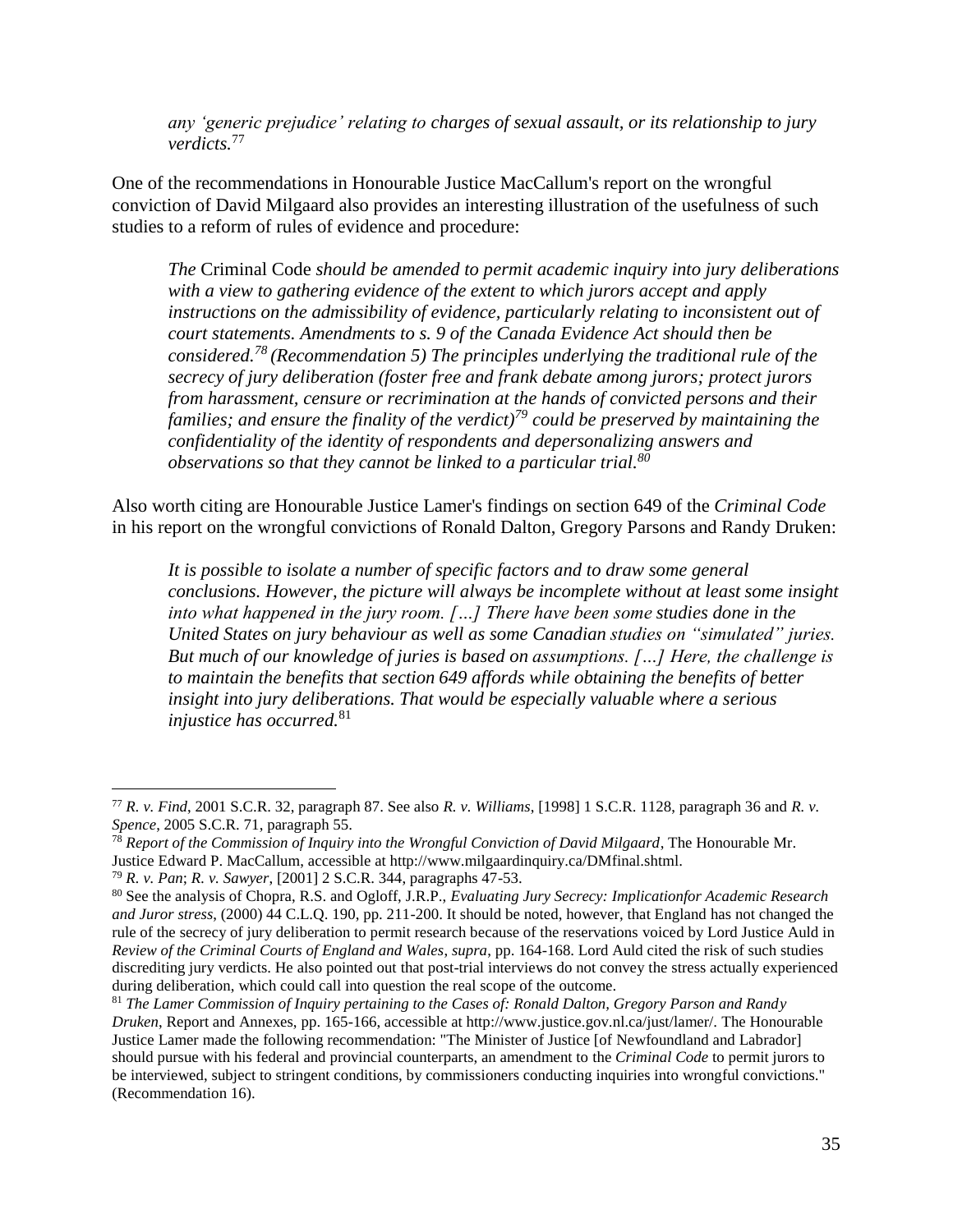*any 'generic prejudice' relating to charges of sexual assault, or its relationship to jury verdicts.*[77]

One of the recommendations in Honourable Justice MacCallum's report on the wrongful conviction of David Milgaard also provides an interesting illustration of the usefulness of such studies to a reform of rules of evidence and procedure:

> *The* Criminal Code *should be amended to permit academic inquiry into jury deliberations with a view to gathering evidence of the extent to which jurors accept and apply instructions on the admissibility of evidence, particularly relating to inconsistent out of court statements. Amendments to s. 9 of the Canada Evidence Act should then be considered.*[78] *(Recommendation 5) The principles underlying the traditional rule of the secrecy of jury deliberation (foster free and frank debate among jurors; protect jurors from harassment, censure or recrimination at the hands of convicted persons and their families; and ensure the finality of the verdict)*[79] *could be preserved by maintaining the confidentiality of the identity of respondents and depersonalizing answers and observations so that they cannot be linked to a particular trial.*[80]

Also worth citing are Honourable Justice Lamer's findings on section 649 of the *Criminal Code* in his report on the wrongful convictions of Ronald Dalton, Gregory Parsons and Randy Druken:

> *It is possible to isolate a number of specific factors and to draw some general conclusions. However, the picture will always be incomplete without at least some insight into what happened in the jury room. […] There have been some studies done in the United States on jury behaviour as well as some Canadian studies on "simulated" juries. But much of our knowledge of juries is based on assumptions. […] Here, the challenge is to maintain the benefits that section 649 affords while obtaining the benefits of better insight into jury deliberations. That would be especially valuable where a serious injustice has occurred.*[81]

---

[77] *R. v. Find*, 2001 S.C.R. 32, paragraph 87. See also *R. v. Williams*, [1998] 1 S.C.R. 1128, paragraph 36 and *R. v. Spence*, 2005 S.C.R. 71, paragraph 55.

[78] *Report of the Commission of Inquiry into the Wrongful Conviction of David Milgaard*, The Honourable Mr. Justice Edward P. MacCallum, accessible at http://www.milgaardinquiry.ca/DMfinal.shtml.

[79] *R. v. Pan*; *R. v. Sawyer*, [2001] 2 S.C.R. 344, paragraphs 47-53.

[80] See the analysis of Chopra, R.S. and Ogloff, J.R.P., *Evaluating Jury Secrecy: Implicationfor Academic Research and Juror stress*, (2000) 44 C.L.Q. 190, pp. 211-200. It should be noted, however, that England has not changed the rule of the secrecy of jury deliberation to permit research because of the reservations voiced by Lord Justice Auld in *Review of the Criminal Courts of England and Wales*, *supra*, pp. 164-168. Lord Auld cited the risk of such studies discrediting jury verdicts. He also pointed out that post-trial interviews do not convey the stress actually experienced during deliberation, which could call into question the real scope of the outcome.

[81] *The Lamer Commission of Inquiry pertaining to the Cases of: Ronald Dalton, Gregory Parson and Randy Druken*, Report and Annexes, pp. 165-166, accessible at http://www.justice.gov.nl.ca/just/lamer/. The Honourable Justice Lamer made the following recommendation: "The Minister of Justice [of Newfoundland and Labrador] should pursue with his federal and provincial counterparts, an amendment to the *Criminal Code* to permit jurors to be interviewed, subject to stringent conditions, by commissioners conducting inquiries into wrongful convictions." (Recommendation 16).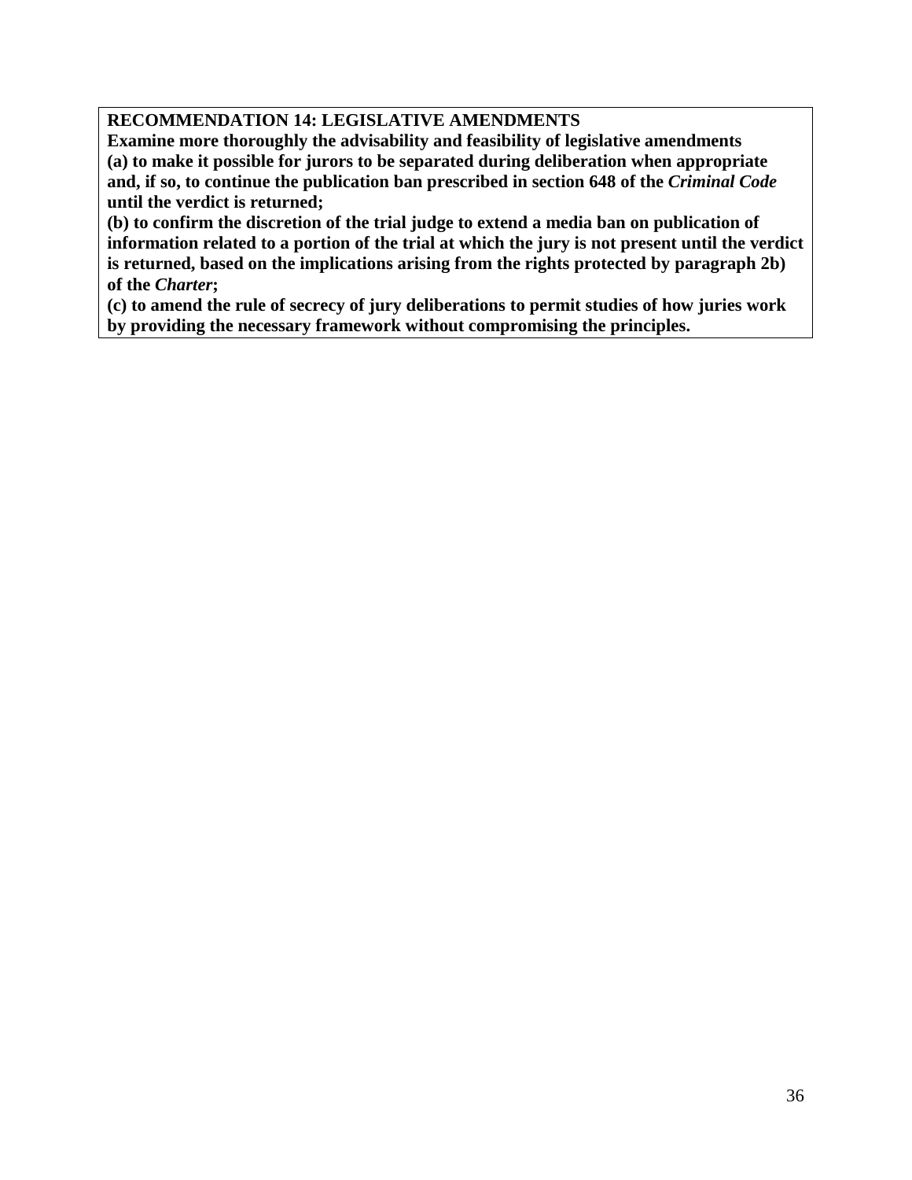**RECOMMENDATION 14: LEGISLATIVE AMENDMENTS**

**Examine more thoroughly the advisability and feasibility of legislative amendments**

**(a) to make it possible for jurors to be separated during deliberation when appropriate and, if so, to continue the publication ban prescribed in section 648 of the *Criminal Code* until the verdict is returned;**

**(b) to confirm the discretion of the trial judge to extend a media ban on publication of information related to a portion of the trial at which the jury is not present until the verdict is returned, based on the implications arising from the rights protected by paragraph 2b) of the *Charter*;**

**(c) to amend the rule of secrecy of jury deliberations to permit studies of how juries work by providing the necessary framework without compromising the principles.**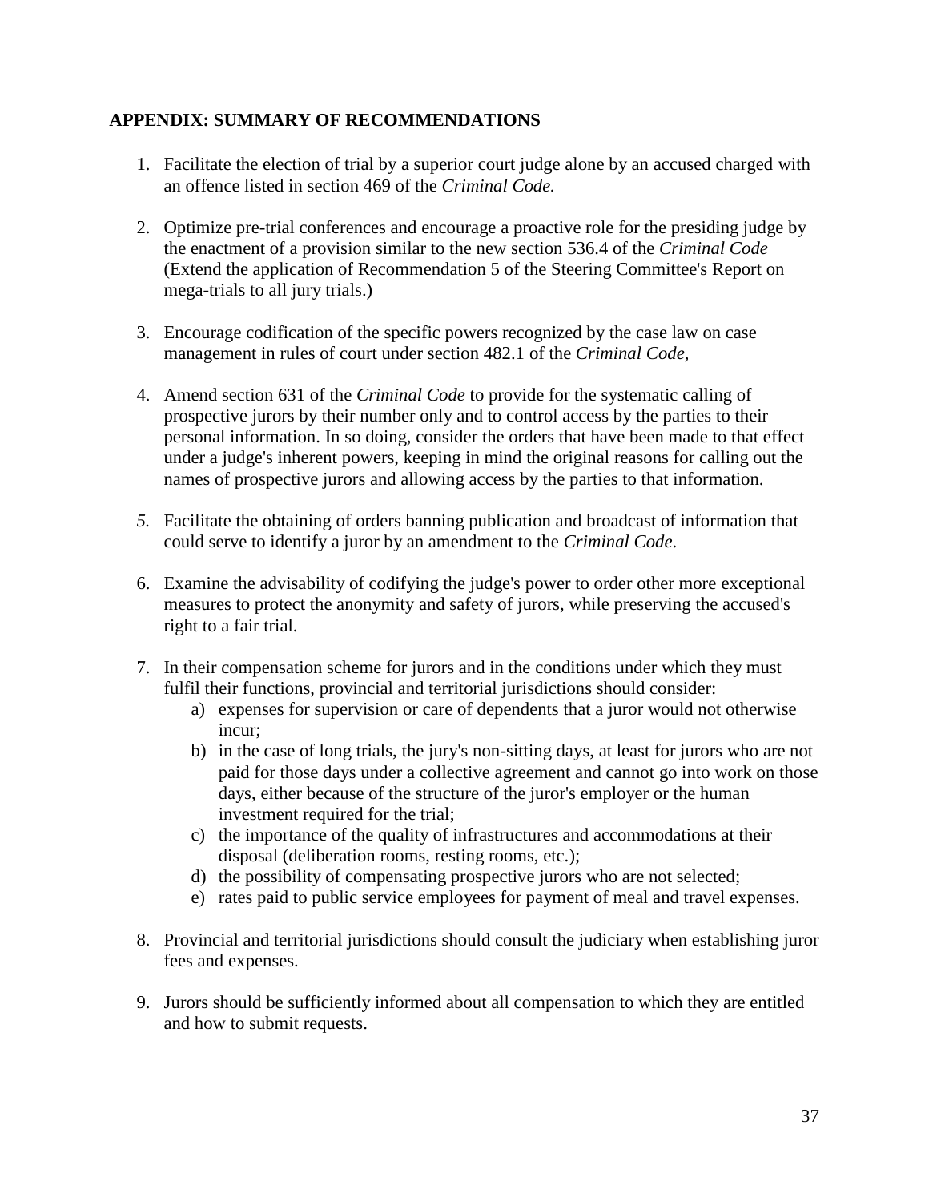## APPENDIX: SUMMARY OF RECOMMENDATIONS

1. Facilitate the election of trial by a superior court judge alone by an accused charged with an offence listed in section 469 of the *Criminal Code.*

2. Optimize pre-trial conferences and encourage a proactive role for the presiding judge by the enactment of a provision similar to the new section 536.4 of the *Criminal Code* (Extend the application of Recommendation 5 of the Steering Committee's Report on mega-trials to all jury trials.)

3. Encourage codification of the specific powers recognized by the case law on case management in rules of court under section 482.1 of the *Criminal Code,*

4. Amend section 631 of the *Criminal Code* to provide for the systematic calling of prospective jurors by their number only and to control access by the parties to their personal information. In so doing, consider the orders that have been made to that effect under a judge's inherent powers, keeping in mind the original reasons for calling out the names of prospective jurors and allowing access by the parties to that information.

5. Facilitate the obtaining of orders banning publication and broadcast of information that could serve to identify a juror by an amendment to the *Criminal Code*.

6. Examine the advisability of codifying the judge's power to order other more exceptional measures to protect the anonymity and safety of jurors, while preserving the accused's right to a fair trial.

7. In their compensation scheme for jurors and in the conditions under which they must fulfil their functions, provincial and territorial jurisdictions should consider:
   a) expenses for supervision or care of dependents that a juror would not otherwise incur;
   b) in the case of long trials, the jury's non-sitting days, at least for jurors who are not paid for those days under a collective agreement and cannot go into work on those days, either because of the structure of the juror's employer or the human investment required for the trial;
   c) the importance of the quality of infrastructures and accommodations at their disposal (deliberation rooms, resting rooms, etc.);
   d) the possibility of compensating prospective jurors who are not selected;
   e) rates paid to public service employees for payment of meal and travel expenses.

8. Provincial and territorial jurisdictions should consult the judiciary when establishing juror fees and expenses.

9. Jurors should be sufficiently informed about all compensation to which they are entitled and how to submit requests.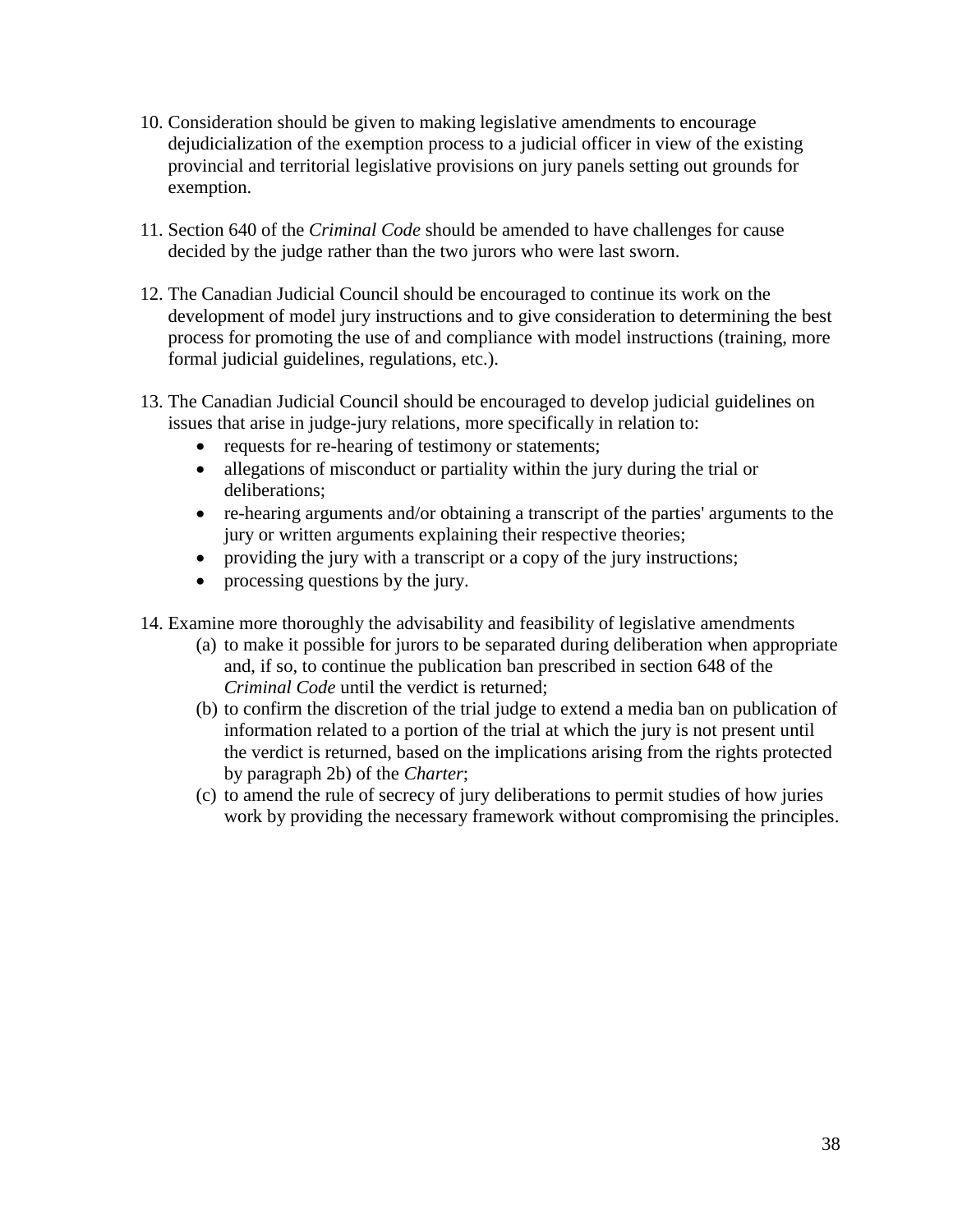10. Consideration should be given to making legislative amendments to encourage dejudicialization of the exemption process to a judicial officer in view of the existing provincial and territorial legislative provisions on jury panels setting out grounds for exemption.

11. Section 640 of the *Criminal Code* should be amended to have challenges for cause decided by the judge rather than the two jurors who were last sworn.

12. The Canadian Judicial Council should be encouraged to continue its work on the development of model jury instructions and to give consideration to determining the best process for promoting the use of and compliance with model instructions (training, more formal judicial guidelines, regulations, etc.).

13. The Canadian Judicial Council should be encouraged to develop judicial guidelines on issues that arise in judge-jury relations, more specifically in relation to:
    - requests for re-hearing of testimony or statements;
    - allegations of misconduct or partiality within the jury during the trial or deliberations;
    - re-hearing arguments and/or obtaining a transcript of the parties' arguments to the jury or written arguments explaining their respective theories;
    - providing the jury with a transcript or a copy of the jury instructions;
    - processing questions by the jury.

14. Examine more thoroughly the advisability and feasibility of legislative amendments
    (a) to make it possible for jurors to be separated during deliberation when appropriate and, if so, to continue the publication ban prescribed in section 648 of the *Criminal Code* until the verdict is returned;
    (b) to confirm the discretion of the trial judge to extend a media ban on publication of information related to a portion of the trial at which the jury is not present until the verdict is returned, based on the implications arising from the rights protected by paragraph 2b) of the *Charter*;
    (c) to amend the rule of secrecy of jury deliberations to permit studies of how juries work by providing the necessary framework without compromising the principles.